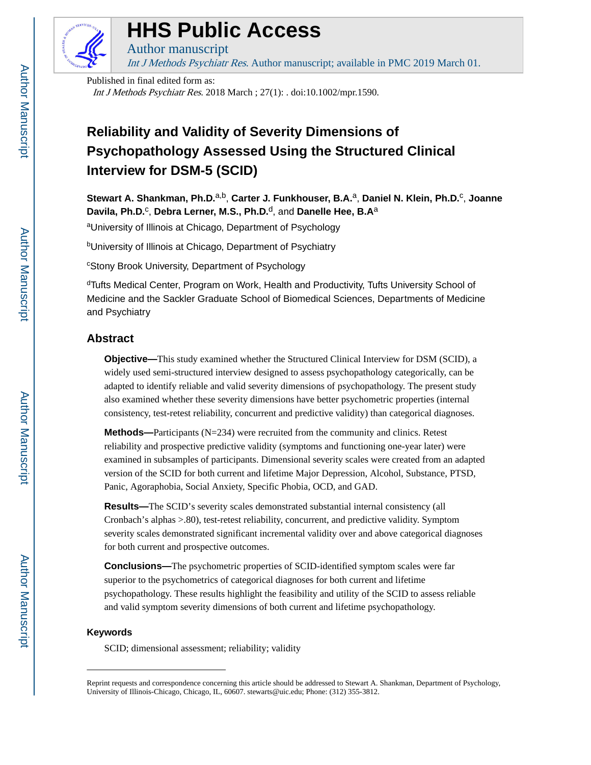# HHS Public Access

Author manuscript

*Int J Methods Psychiatr Res*. Author manuscript; available in PMC 2019 March 01.

Published in final edited form as:

*Int J Methods Psychiatr Res*. 2018 March ; 27(1): . doi:10.1002/mpr.1590.

# Reliability and Validity of Severity Dimensions of Psychopathology Assessed Using the Structured Clinical Interview for DSM-5 (SCID)

**Stewart A. Shankman, Ph.D.**[a,b], **Carter J. Funkhouser, B.A.**[a], **Daniel N. Klein, Ph.D.**[c], **Joanne Davila, Ph.D.**[c], **Debra Lerner, M.S., Ph.D.**[d], and **Danelle Hee, B.A**[a]

[a]University of Illinois at Chicago, Department of Psychology

[b]University of Illinois at Chicago, Department of Psychiatry

[c]Stony Brook University, Department of Psychology

[d]Tufts Medical Center, Program on Work, Health and Productivity, Tufts University School of Medicine and the Sackler Graduate School of Biomedical Sciences, Departments of Medicine and Psychiatry

## Abstract

**Objective—**This study examined whether the Structured Clinical Interview for DSM (SCID), a widely used semi-structured interview designed to assess psychopathology categorically, can be adapted to identify reliable and valid severity dimensions of psychopathology. The present study also examined whether these severity dimensions have better psychometric properties (internal consistency, test-retest reliability, concurrent and predictive validity) than categorical diagnoses.

**Methods—**Participants (N=234) were recruited from the community and clinics. Retest reliability and prospective predictive validity (symptoms and functioning one-year later) were examined in subsamples of participants. Dimensional severity scales were created from an adapted version of the SCID for both current and lifetime Major Depression, Alcohol, Substance, PTSD, Panic, Agoraphobia, Social Anxiety, Specific Phobia, OCD, and GAD.

**Results—**The SCID's severity scales demonstrated substantial internal consistency (all Cronbach's alphas >.80), test-retest reliability, concurrent, and predictive validity. Symptom severity scales demonstrated significant incremental validity over and above categorical diagnoses for both current and prospective outcomes.

**Conclusions—**The psychometric properties of SCID-identified symptom scales were far superior to the psychometrics of categorical diagnoses for both current and lifetime psychopathology. These results highlight the feasibility and utility of the SCID to assess reliable and valid symptom severity dimensions of both current and lifetime psychopathology.

### Keywords

SCID; dimensional assessment; reliability; validity

---

Reprint requests and correspondence concerning this article should be addressed to Stewart A. Shankman, Department of Psychology, University of Illinois-Chicago, Chicago, IL, 60607. stewarts@uic.edu; Phone: (312) 355-3812.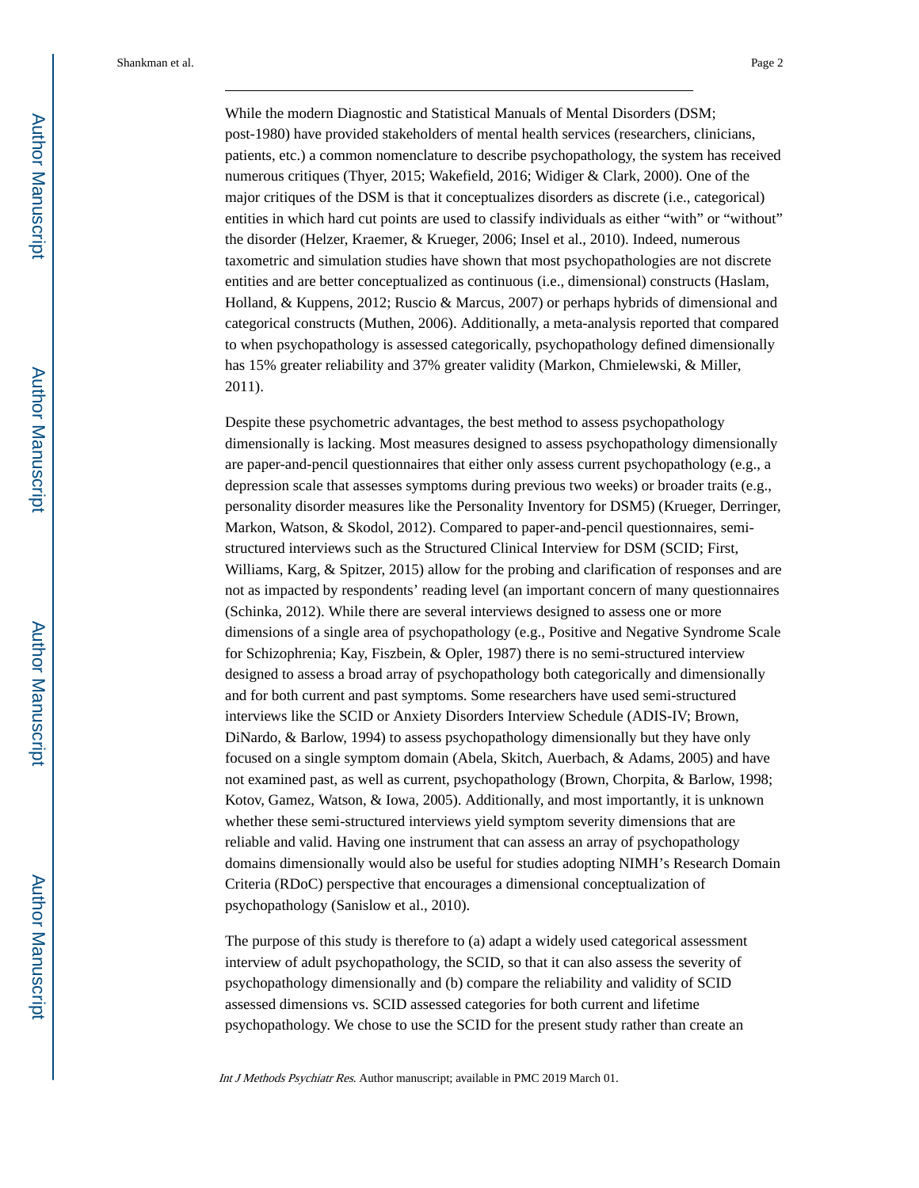While the modern Diagnostic and Statistical Manuals of Mental Disorders (DSM; post-1980) have provided stakeholders of mental health services (researchers, clinicians, patients, etc.) a common nomenclature to describe psychopathology, the system has received numerous critiques (Thyer, 2015; Wakefield, 2016; Widiger & Clark, 2000). One of the major critiques of the DSM is that it conceptualizes disorders as discrete (i.e., categorical) entities in which hard cut points are used to classify individuals as either "with" or "without" the disorder (Helzer, Kraemer, & Krueger, 2006; Insel et al., 2010). Indeed, numerous taxometric and simulation studies have shown that most psychopathologies are not discrete entities and are better conceptualized as continuous (i.e., dimensional) constructs (Haslam, Holland, & Kuppens, 2012; Ruscio & Marcus, 2007) or perhaps hybrids of dimensional and categorical constructs (Muthen, 2006). Additionally, a meta-analysis reported that compared to when psychopathology is assessed categorically, psychopathology defined dimensionally has 15% greater reliability and 37% greater validity (Markon, Chmielewski, & Miller, 2011).

Despite these psychometric advantages, the best method to assess psychopathology dimensionally is lacking. Most measures designed to assess psychopathology dimensionally are paper-and-pencil questionnaires that either only assess current psychopathology (e.g., a depression scale that assesses symptoms during previous two weeks) or broader traits (e.g., personality disorder measures like the Personality Inventory for DSM5) (Krueger, Derringer, Markon, Watson, & Skodol, 2012). Compared to paper-and-pencil questionnaires, semi-structured interviews such as the Structured Clinical Interview for DSM (SCID; First, Williams, Karg, & Spitzer, 2015) allow for the probing and clarification of responses and are not as impacted by respondents' reading level (an important concern of many questionnaires (Schinka, 2012). While there are several interviews designed to assess one or more dimensions of a single area of psychopathology (e.g., Positive and Negative Syndrome Scale for Schizophrenia; Kay, Fiszbein, & Opler, 1987) there is no semi-structured interview designed to assess a broad array of psychopathology both categorically and dimensionally and for both current and past symptoms. Some researchers have used semi-structured interviews like the SCID or Anxiety Disorders Interview Schedule (ADIS-IV; Brown, DiNardo, & Barlow, 1994) to assess psychopathology dimensionally but they have only focused on a single symptom domain (Abela, Skitch, Auerbach, & Adams, 2005) and have not examined past, as well as current, psychopathology (Brown, Chorpita, & Barlow, 1998; Kotov, Gamez, Watson, & Iowa, 2005). Additionally, and most importantly, it is unknown whether these semi-structured interviews yield symptom severity dimensions that are reliable and valid. Having one instrument that can assess an array of psychopathology domains dimensionally would also be useful for studies adopting NIMH's Research Domain Criteria (RDoC) perspective that encourages a dimensional conceptualization of psychopathology (Sanislow et al., 2010).

The purpose of this study is therefore to (a) adapt a widely used categorical assessment interview of adult psychopathology, the SCID, so that it can also assess the severity of psychopathology dimensionally and (b) compare the reliability and validity of SCID assessed dimensions vs. SCID assessed categories for both current and lifetime psychopathology. We chose to use the SCID for the present study rather than create an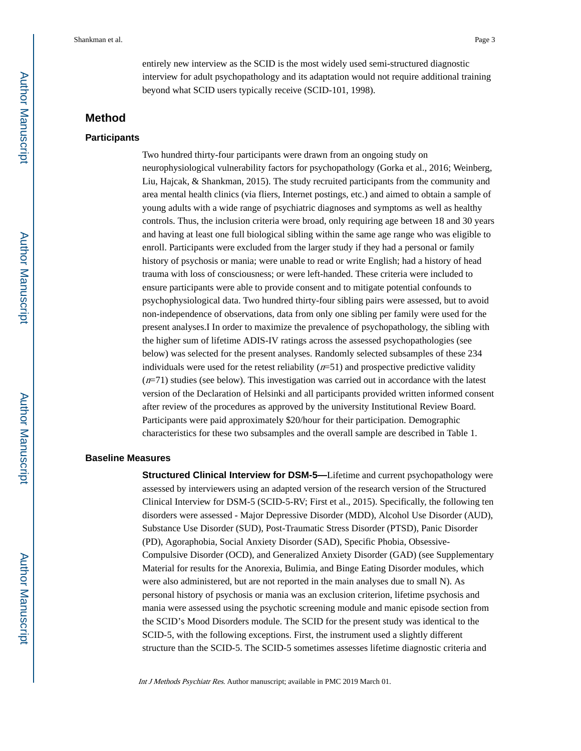entirely new interview as the SCID is the most widely used semi-structured diagnostic interview for adult psychopathology and its adaptation would not require additional training beyond what SCID users typically receive (SCID-101, 1998).

## Method

### Participants

Two hundred thirty-four participants were drawn from an ongoing study on neurophysiological vulnerability factors for psychopathology (Gorka et al., 2016; Weinberg, Liu, Hajcak, & Shankman, 2015). The study recruited participants from the community and area mental health clinics (via fliers, Internet postings, etc.) and aimed to obtain a sample of young adults with a wide range of psychiatric diagnoses and symptoms as well as healthy controls. Thus, the inclusion criteria were broad, only requiring age between 18 and 30 years and having at least one full biological sibling within the same age range who was eligible to enroll. Participants were excluded from the larger study if they had a personal or family history of psychosis or mania; were unable to read or write English; had a history of head trauma with loss of consciousness; or were left-handed. These criteria were included to ensure participants were able to provide consent and to mitigate potential confounds to psychophysiological data. Two hundred thirty-four sibling pairs were assessed, but to avoid non-independence of observations, data from only one sibling per family were used for the present analyses.I In order to maximize the prevalence of psychopathology, the sibling with the higher sum of lifetime ADIS-IV ratings across the assessed psychopathologies (see below) was selected for the present analyses. Randomly selected subsamples of these 234 individuals were used for the retest reliability (*n*=51) and prospective predictive validity (*n*=71) studies (see below). This investigation was carried out in accordance with the latest version of the Declaration of Helsinki and all participants provided written informed consent after review of the procedures as approved by the university Institutional Review Board. Participants were paid approximately $20/hour for their participation. Demographic characteristics for these two subsamples and the overall sample are described in Table 1.

### Baseline Measures

**Structured Clinical Interview for DSM-5—**Lifetime and current psychopathology were assessed by interviewers using an adapted version of the research version of the Structured Clinical Interview for DSM-5 (SCID-5-RV; First et al., 2015). Specifically, the following ten disorders were assessed - Major Depressive Disorder (MDD), Alcohol Use Disorder (AUD), Substance Use Disorder (SUD), Post-Traumatic Stress Disorder (PTSD), Panic Disorder (PD), Agoraphobia, Social Anxiety Disorder (SAD), Specific Phobia, Obsessive-Compulsive Disorder (OCD), and Generalized Anxiety Disorder (GAD) (see Supplementary Material for results for the Anorexia, Bulimia, and Binge Eating Disorder modules, which were also administered, but are not reported in the main analyses due to small N). As personal history of psychosis or mania was an exclusion criterion, lifetime psychosis and mania were assessed using the psychotic screening module and manic episode section from the SCID's Mood Disorders module. The SCID for the present study was identical to the SCID-5, with the following exceptions. First, the instrument used a slightly different structure than the SCID-5. The SCID-5 sometimes assesses lifetime diagnostic criteria and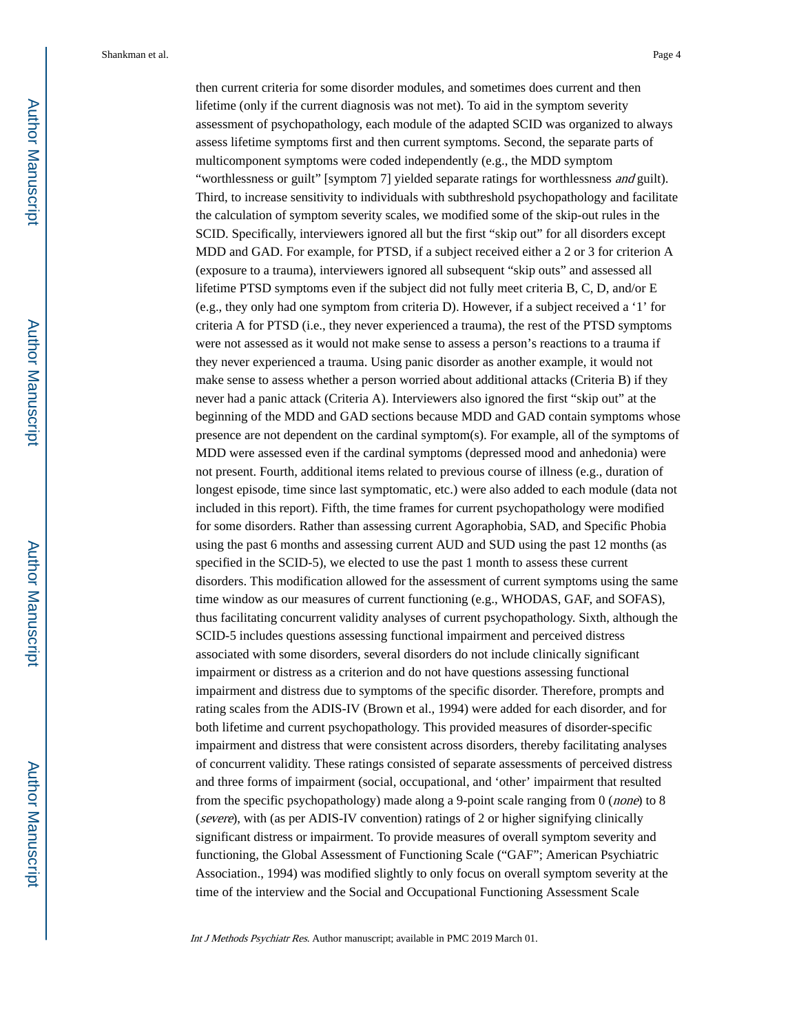then current criteria for some disorder modules, and sometimes does current and then lifetime (only if the current diagnosis was not met). To aid in the symptom severity assessment of psychopathology, each module of the adapted SCID was organized to always assess lifetime symptoms first and then current symptoms. Second, the separate parts of multicomponent symptoms were coded independently (e.g., the MDD symptom "worthlessness or guilt" [symptom 7] yielded separate ratings for worthlessness *and* guilt). Third, to increase sensitivity to individuals with subthreshold psychopathology and facilitate the calculation of symptom severity scales, we modified some of the skip-out rules in the SCID. Specifically, interviewers ignored all but the first "skip out" for all disorders except MDD and GAD. For example, for PTSD, if a subject received either a 2 or 3 for criterion A (exposure to a trauma), interviewers ignored all subsequent "skip outs" and assessed all lifetime PTSD symptoms even if the subject did not fully meet criteria B, C, D, and/or E (e.g., they only had one symptom from criteria D). However, if a subject received a '1' for criteria A for PTSD (i.e., they never experienced a trauma), the rest of the PTSD symptoms were not assessed as it would not make sense to assess a person's reactions to a trauma if they never experienced a trauma. Using panic disorder as another example, it would not make sense to assess whether a person worried about additional attacks (Criteria B) if they never had a panic attack (Criteria A). Interviewers also ignored the first "skip out" at the beginning of the MDD and GAD sections because MDD and GAD contain symptoms whose presence are not dependent on the cardinal symptom(s). For example, all of the symptoms of MDD were assessed even if the cardinal symptoms (depressed mood and anhedonia) were not present. Fourth, additional items related to previous course of illness (e.g., duration of longest episode, time since last symptomatic, etc.) were also added to each module (data not included in this report). Fifth, the time frames for current psychopathology were modified for some disorders. Rather than assessing current Agoraphobia, SAD, and Specific Phobia using the past 6 months and assessing current AUD and SUD using the past 12 months (as specified in the SCID-5), we elected to use the past 1 month to assess these current disorders. This modification allowed for the assessment of current symptoms using the same time window as our measures of current functioning (e.g., WHODAS, GAF, and SOFAS), thus facilitating concurrent validity analyses of current psychopathology. Sixth, although the SCID-5 includes questions assessing functional impairment and perceived distress associated with some disorders, several disorders do not include clinically significant impairment or distress as a criterion and do not have questions assessing functional impairment and distress due to symptoms of the specific disorder. Therefore, prompts and rating scales from the ADIS-IV (Brown et al., 1994) were added for each disorder, and for both lifetime and current psychopathology. This provided measures of disorder-specific impairment and distress that were consistent across disorders, thereby facilitating analyses of concurrent validity. These ratings consisted of separate assessments of perceived distress and three forms of impairment (social, occupational, and 'other' impairment that resulted from the specific psychopathology) made along a 9-point scale ranging from 0 (*none*) to 8 (*severe*), with (as per ADIS-IV convention) ratings of 2 or higher signifying clinically significant distress or impairment. To provide measures of overall symptom severity and functioning, the Global Assessment of Functioning Scale ("GAF"; American Psychiatric Association., 1994) was modified slightly to only focus on overall symptom severity at the time of the interview and the Social and Occupational Functioning Assessment Scale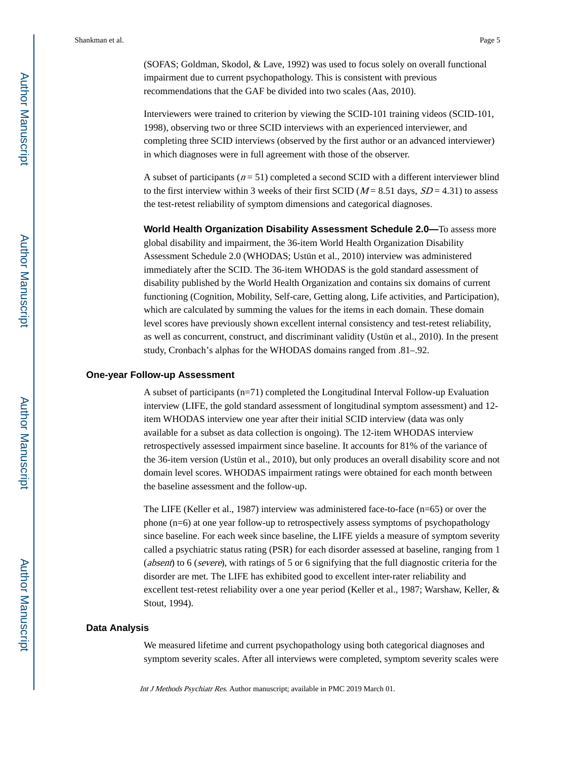(SOFAS; Goldman, Skodol, & Lave, 1992) was used to focus solely on overall functional impairment due to current psychopathology. This is consistent with previous recommendations that the GAF be divided into two scales (Aas, 2010).

Interviewers were trained to criterion by viewing the SCID-101 training videos (SCID-101, 1998), observing two or three SCID interviews with an experienced interviewer, and completing three SCID interviews (observed by the first author or an advanced interviewer) in which diagnoses were in full agreement with those of the observer.

A subset of participants ($n = 51$) completed a second SCID with a different interviewer blind to the first interview within 3 weeks of their first SCID ($M = 8.51$ days, $SD = 4.31$) to assess the test-retest reliability of symptom dimensions and categorical diagnoses.

**World Health Organization Disability Assessment Schedule 2.0—**To assess more global disability and impairment, the 36-item World Health Organization Disability Assessment Schedule 2.0 (WHODAS; Ustün et al., 2010) interview was administered immediately after the SCID. The 36-item WHODAS is the gold standard assessment of disability published by the World Health Organization and contains six domains of current functioning (Cognition, Mobility, Self-care, Getting along, Life activities, and Participation), which are calculated by summing the values for the items in each domain. These domain level scores have previously shown excellent internal consistency and test-retest reliability, as well as concurrent, construct, and discriminant validity (Ustün et al., 2010). In the present study, Cronbach's alphas for the WHODAS domains ranged from .81–.92.

### One-year Follow-up Assessment

A subset of participants (n=71) completed the Longitudinal Interval Follow-up Evaluation interview (LIFE, the gold standard assessment of longitudinal symptom assessment) and 12-item WHODAS interview one year after their initial SCID interview (data was only available for a subset as data collection is ongoing). The 12-item WHODAS interview retrospectively assessed impairment since baseline. It accounts for 81% of the variance of the 36-item version (Ustün et al., 2010), but only produces an overall disability score and not domain level scores. WHODAS impairment ratings were obtained for each month between the baseline assessment and the follow-up.

The LIFE (Keller et al., 1987) interview was administered face-to-face (n=65) or over the phone (n=6) at one year follow-up to retrospectively assess symptoms of psychopathology since baseline. For each week since baseline, the LIFE yields a measure of symptom severity called a psychiatric status rating (PSR) for each disorder assessed at baseline, ranging from 1 (*absent*) to 6 (*severe*), with ratings of 5 or 6 signifying that the full diagnostic criteria for the disorder are met. The LIFE has exhibited good to excellent inter-rater reliability and excellent test-retest reliability over a one year period (Keller et al., 1987; Warshaw, Keller, & Stout, 1994).

### Data Analysis

We measured lifetime and current psychopathology using both categorical diagnoses and symptom severity scales. After all interviews were completed, symptom severity scales were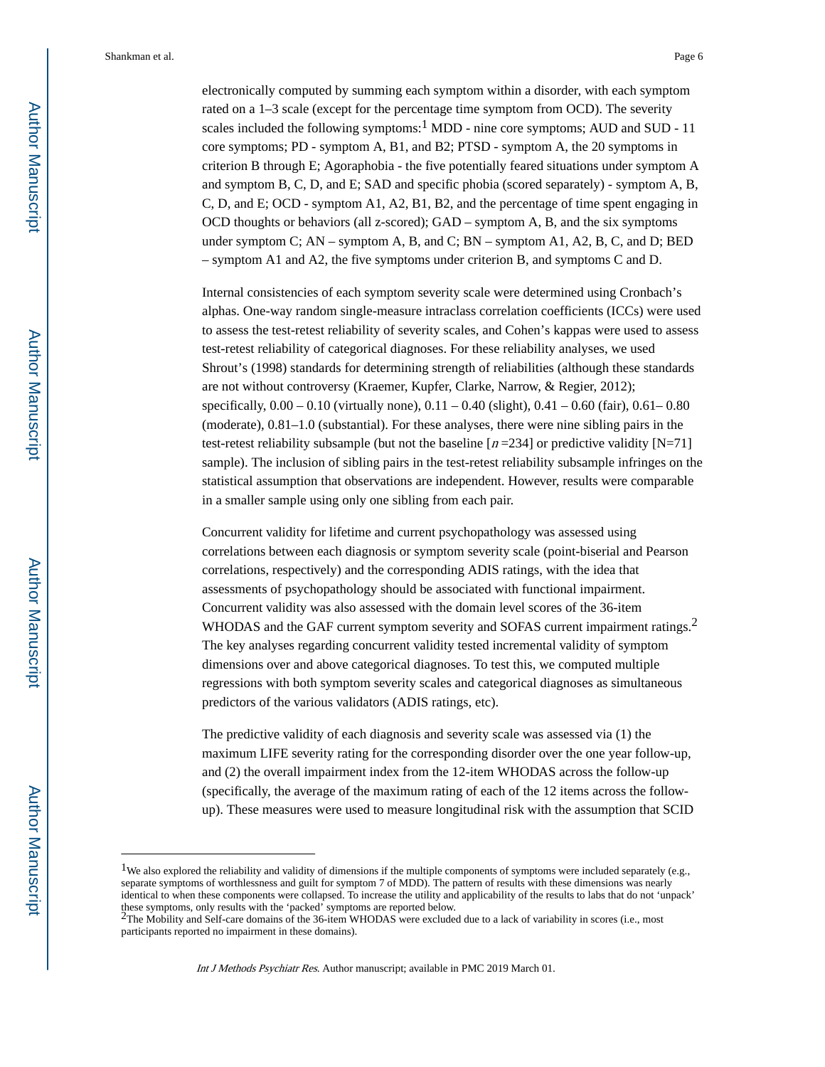electronically computed by summing each symptom within a disorder, with each symptom rated on a 1–3 scale (except for the percentage time symptom from OCD). The severity scales included the following symptoms:[1] MDD - nine core symptoms; AUD and SUD - 11 core symptoms; PD - symptom A, B1, and B2; PTSD - symptom A, the 20 symptoms in criterion B through E; Agoraphobia - the five potentially feared situations under symptom A and symptom B, C, D, and E; SAD and specific phobia (scored separately) - symptom A, B, C, D, and E; OCD - symptom A1, A2, B1, B2, and the percentage of time spent engaging in OCD thoughts or behaviors (all z-scored); GAD – symptom A, B, and the six symptoms under symptom C; AN – symptom A, B, and C; BN – symptom A1, A2, B, C, and D; BED – symptom A1 and A2, the five symptoms under criterion B, and symptoms C and D.

Internal consistencies of each symptom severity scale were determined using Cronbach's alphas. One-way random single-measure intraclass correlation coefficients (ICCs) were used to assess the test-retest reliability of severity scales, and Cohen's kappas were used to assess test-retest reliability of categorical diagnoses. For these reliability analyses, we used Shrout's (1998) standards for determining strength of reliabilities (although these standards are not without controversy (Kraemer, Kupfer, Clarke, Narrow, & Regier, 2012); specifically, 0.00 – 0.10 (virtually none), 0.11 – 0.40 (slight), 0.41 – 0.60 (fair), 0.61– 0.80 (moderate), 0.81–1.0 (substantial). For these analyses, there were nine sibling pairs in the test-retest reliability subsample (but not the baseline [$n$ =234] or predictive validity [N=71] sample). The inclusion of sibling pairs in the test-retest reliability subsample infringes on the statistical assumption that observations are independent. However, results were comparable in a smaller sample using only one sibling from each pair.

Concurrent validity for lifetime and current psychopathology was assessed using correlations between each diagnosis or symptom severity scale (point-biserial and Pearson correlations, respectively) and the corresponding ADIS ratings, with the idea that assessments of psychopathology should be associated with functional impairment. Concurrent validity was also assessed with the domain level scores of the 36-item WHODAS and the GAF current symptom severity and SOFAS current impairment ratings.[2] The key analyses regarding concurrent validity tested incremental validity of symptom dimensions over and above categorical diagnoses. To test this, we computed multiple regressions with both symptom severity scales and categorical diagnoses as simultaneous predictors of the various validators (ADIS ratings, etc).

The predictive validity of each diagnosis and severity scale was assessed via (1) the maximum LIFE severity rating for the corresponding disorder over the one year follow-up, and (2) the overall impairment index from the 12-item WHODAS across the follow-up (specifically, the average of the maximum rating of each of the 12 items across the follow-up). These measures were used to measure longitudinal risk with the assumption that SCID

[1]We also explored the reliability and validity of dimensions if the multiple components of symptoms were included separately (e.g., separate symptoms of worthlessness and guilt for symptom 7 of MDD). The pattern of results with these dimensions was nearly identical to when these components were collapsed. To increase the utility and applicability of the results to labs that do not 'unpack' these symptoms, only results with the 'packed' symptoms are reported below.

[2]The Mobility and Self-care domains of the 36-item WHODAS were excluded due to a lack of variability in scores (i.e., most participants reported no impairment in these domains).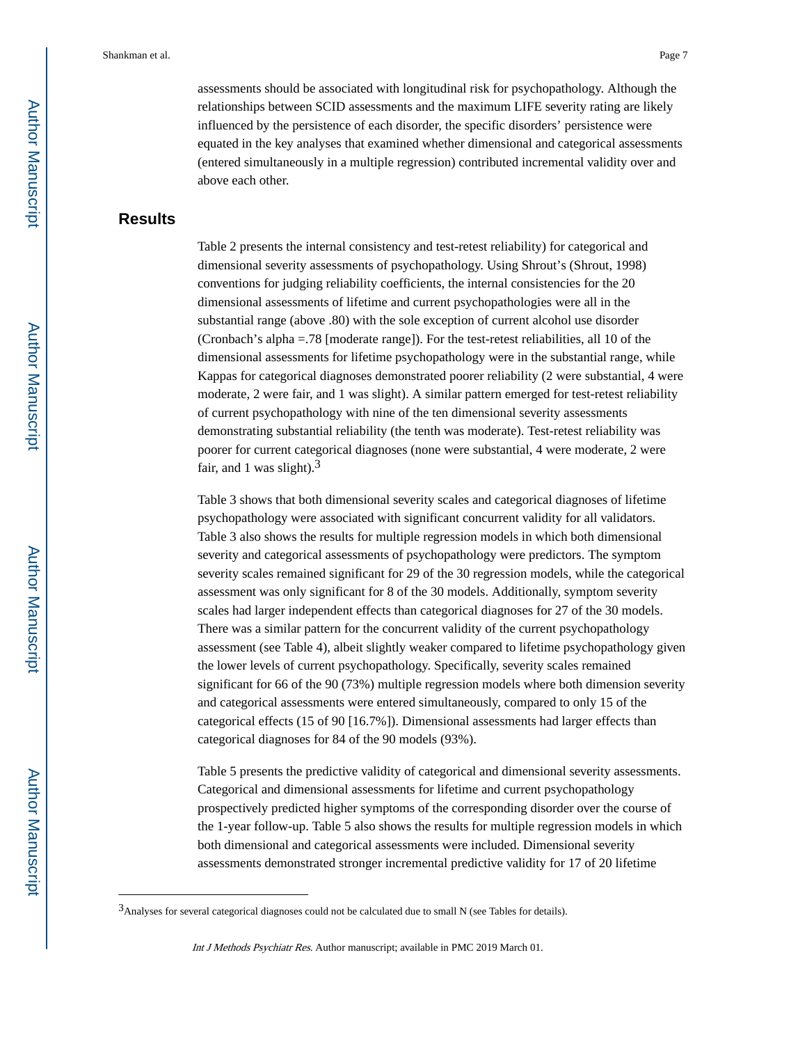assessments should be associated with longitudinal risk for psychopathology. Although the relationships between SCID assessments and the maximum LIFE severity rating are likely influenced by the persistence of each disorder, the specific disorders' persistence were equated in the key analyses that examined whether dimensional and categorical assessments (entered simultaneously in a multiple regression) contributed incremental validity over and above each other.

## Results

Table 2 presents the internal consistency and test-retest reliability) for categorical and dimensional severity assessments of psychopathology. Using Shrout's (Shrout, 1998) conventions for judging reliability coefficients, the internal consistencies for the 20 dimensional assessments of lifetime and current psychopathologies were all in the substantial range (above .80) with the sole exception of current alcohol use disorder (Cronbach's alpha =.78 [moderate range]). For the test-retest reliabilities, all 10 of the dimensional assessments for lifetime psychopathology were in the substantial range, while Kappas for categorical diagnoses demonstrated poorer reliability (2 were substantial, 4 were moderate, 2 were fair, and 1 was slight). A similar pattern emerged for test-retest reliability of current psychopathology with nine of the ten dimensional severity assessments demonstrating substantial reliability (the tenth was moderate). Test-retest reliability was poorer for current categorical diagnoses (none were substantial, 4 were moderate, 2 were fair, and 1 was slight).[3]

Table 3 shows that both dimensional severity scales and categorical diagnoses of lifetime psychopathology were associated with significant concurrent validity for all validators. Table 3 also shows the results for multiple regression models in which both dimensional severity and categorical assessments of psychopathology were predictors. The symptom severity scales remained significant for 29 of the 30 regression models, while the categorical assessment was only significant for 8 of the 30 models. Additionally, symptom severity scales had larger independent effects than categorical diagnoses for 27 of the 30 models. There was a similar pattern for the concurrent validity of the current psychopathology assessment (see Table 4), albeit slightly weaker compared to lifetime psychopathology given the lower levels of current psychopathology. Specifically, severity scales remained significant for 66 of the 90 (73%) multiple regression models where both dimension severity and categorical assessments were entered simultaneously, compared to only 15 of the categorical effects (15 of 90 [16.7%]). Dimensional assessments had larger effects than categorical diagnoses for 84 of the 90 models (93%).

Table 5 presents the predictive validity of categorical and dimensional severity assessments. Categorical and dimensional assessments for lifetime and current psychopathology prospectively predicted higher symptoms of the corresponding disorder over the course of the 1-year follow-up. Table 5 also shows the results for multiple regression models in which both dimensional and categorical assessments were included. Dimensional severity assessments demonstrated stronger incremental predictive validity for 17 of 20 lifetime

---

[3] Analyses for several categorical diagnoses could not be calculated due to small N (see Tables for details).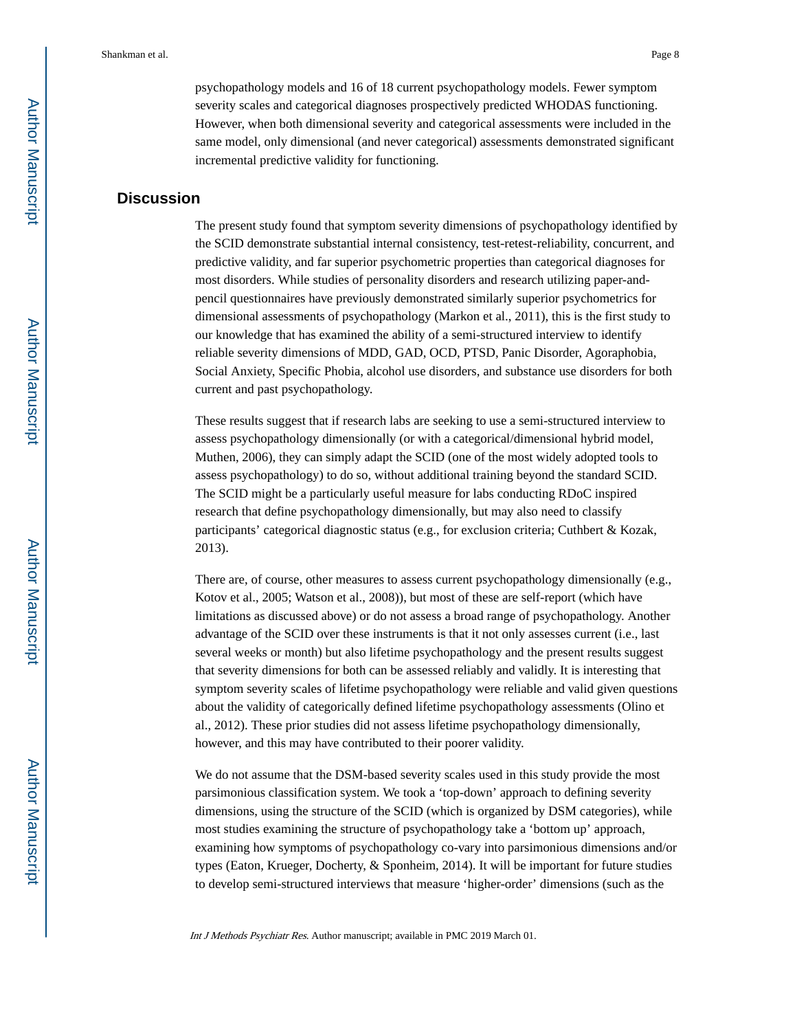psychopathology models and 16 of 18 current psychopathology models. Fewer symptom severity scales and categorical diagnoses prospectively predicted WHODAS functioning. However, when both dimensional severity and categorical assessments were included in the same model, only dimensional (and never categorical) assessments demonstrated significant incremental predictive validity for functioning.

## Discussion

The present study found that symptom severity dimensions of psychopathology identified by the SCID demonstrate substantial internal consistency, test-retest-reliability, concurrent, and predictive validity, and far superior psychometric properties than categorical diagnoses for most disorders. While studies of personality disorders and research utilizing paper-and-pencil questionnaires have previously demonstrated similarly superior psychometrics for dimensional assessments of psychopathology (Markon et al., 2011), this is the first study to our knowledge that has examined the ability of a semi-structured interview to identify reliable severity dimensions of MDD, GAD, OCD, PTSD, Panic Disorder, Agoraphobia, Social Anxiety, Specific Phobia, alcohol use disorders, and substance use disorders for both current and past psychopathology.

These results suggest that if research labs are seeking to use a semi-structured interview to assess psychopathology dimensionally (or with a categorical/dimensional hybrid model, Muthen, 2006), they can simply adapt the SCID (one of the most widely adopted tools to assess psychopathology) to do so, without additional training beyond the standard SCID. The SCID might be a particularly useful measure for labs conducting RDoC inspired research that define psychopathology dimensionally, but may also need to classify participants' categorical diagnostic status (e.g., for exclusion criteria; Cuthbert & Kozak, 2013).

There are, of course, other measures to assess current psychopathology dimensionally (e.g., Kotov et al., 2005; Watson et al., 2008)), but most of these are self-report (which have limitations as discussed above) or do not assess a broad range of psychopathology. Another advantage of the SCID over these instruments is that it not only assesses current (i.e., last several weeks or month) but also lifetime psychopathology and the present results suggest that severity dimensions for both can be assessed reliably and validly. It is interesting that symptom severity scales of lifetime psychopathology were reliable and valid given questions about the validity of categorically defined lifetime psychopathology assessments (Olino et al., 2012). These prior studies did not assess lifetime psychopathology dimensionally, however, and this may have contributed to their poorer validity.

We do not assume that the DSM-based severity scales used in this study provide the most parsimonious classification system. We took a 'top-down' approach to defining severity dimensions, using the structure of the SCID (which is organized by DSM categories), while most studies examining the structure of psychopathology take a 'bottom up' approach, examining how symptoms of psychopathology co-vary into parsimonious dimensions and/or types (Eaton, Krueger, Docherty, & Sponheim, 2014). It will be important for future studies to develop semi-structured interviews that measure 'higher-order' dimensions (such as the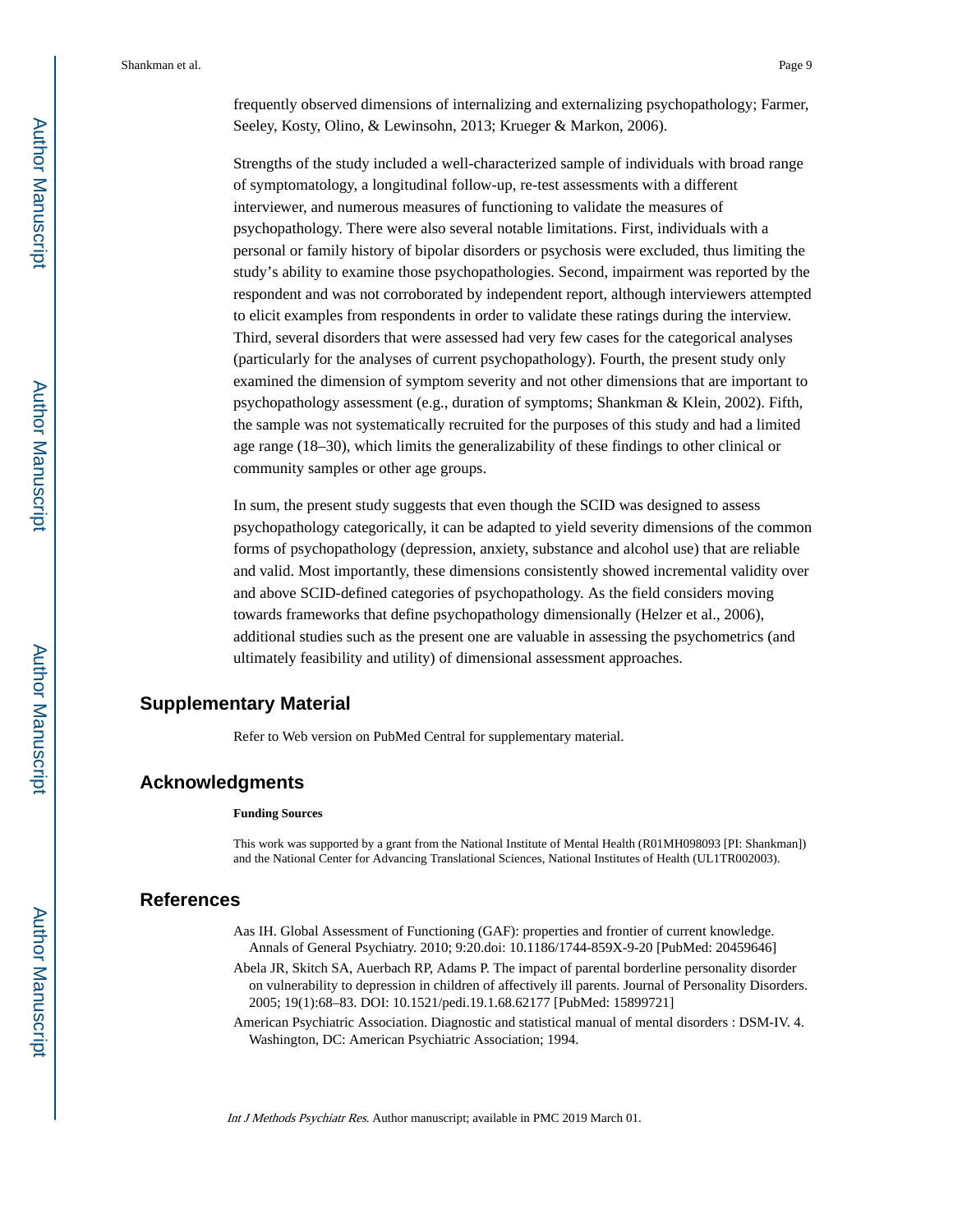frequently observed dimensions of internalizing and externalizing psychopathology; Farmer, Seeley, Kosty, Olino, & Lewinsohn, 2013; Krueger & Markon, 2006).

Strengths of the study included a well-characterized sample of individuals with broad range of symptomatology, a longitudinal follow-up, re-test assessments with a different interviewer, and numerous measures of functioning to validate the measures of psychopathology. There were also several notable limitations. First, individuals with a personal or family history of bipolar disorders or psychosis were excluded, thus limiting the study's ability to examine those psychopathologies. Second, impairment was reported by the respondent and was not corroborated by independent report, although interviewers attempted to elicit examples from respondents in order to validate these ratings during the interview. Third, several disorders that were assessed had very few cases for the categorical analyses (particularly for the analyses of current psychopathology). Fourth, the present study only examined the dimension of symptom severity and not other dimensions that are important to psychopathology assessment (e.g., duration of symptoms; Shankman & Klein, 2002). Fifth, the sample was not systematically recruited for the purposes of this study and had a limited age range (18–30), which limits the generalizability of these findings to other clinical or community samples or other age groups.

In sum, the present study suggests that even though the SCID was designed to assess psychopathology categorically, it can be adapted to yield severity dimensions of the common forms of psychopathology (depression, anxiety, substance and alcohol use) that are reliable and valid. Most importantly, these dimensions consistently showed incremental validity over and above SCID-defined categories of psychopathology. As the field considers moving towards frameworks that define psychopathology dimensionally (Helzer et al., 2006), additional studies such as the present one are valuable in assessing the psychometrics (and ultimately feasibility and utility) of dimensional assessment approaches.

## Supplementary Material

Refer to Web version on PubMed Central for supplementary material.

## Acknowledgments

**Funding Sources**

This work was supported by a grant from the National Institute of Mental Health (R01MH098093 [PI: Shankman]) and the National Center for Advancing Translational Sciences, National Institutes of Health (UL1TR002003).

## References

Aas IH. Global Assessment of Functioning (GAF): properties and frontier of current knowledge. Annals of General Psychiatry. 2010; 9:20.doi: 10.1186/1744-859X-9-20 [PubMed: 20459646]

Abela JR, Skitch SA, Auerbach RP, Adams P. The impact of parental borderline personality disorder on vulnerability to depression in children of affectively ill parents. Journal of Personality Disorders. 2005; 19(1):68–83. DOI: 10.1521/pedi.19.1.68.62177 [PubMed: 15899721]

American Psychiatric Association. Diagnostic and statistical manual of mental disorders : DSM-IV. 4. Washington, DC: American Psychiatric Association; 1994.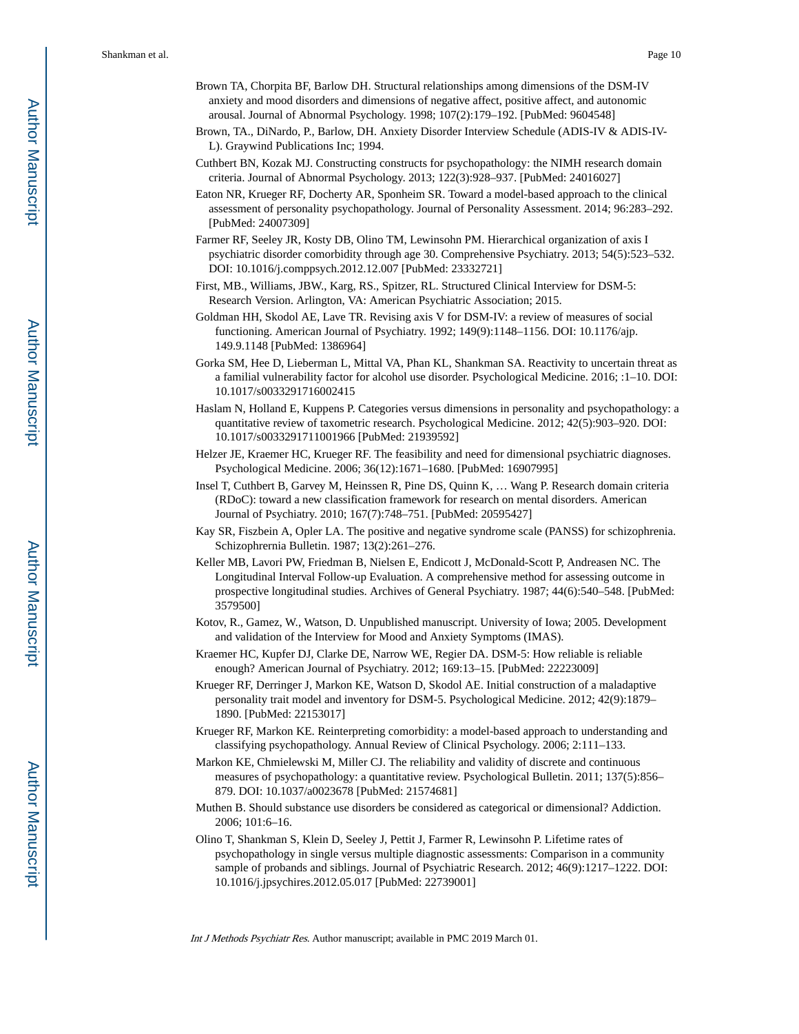Brown TA, Chorpita BF, Barlow DH. Structural relationships among dimensions of the DSM-IV anxiety and mood disorders and dimensions of negative affect, positive affect, and autonomic arousal. Journal of Abnormal Psychology. 1998; 107(2):179–192. [PubMed: 9604548]

Brown, TA., DiNardo, P., Barlow, DH. Anxiety Disorder Interview Schedule (ADIS-IV & ADIS-IV-L). Graywind Publications Inc; 1994.

Cuthbert BN, Kozak MJ. Constructing constructs for psychopathology: the NIMH research domain criteria. Journal of Abnormal Psychology. 2013; 122(3):928–937. [PubMed: 24016027]

Eaton NR, Krueger RF, Docherty AR, Sponheim SR. Toward a model-based approach to the clinical assessment of personality psychopathology. Journal of Personality Assessment. 2014; 96:283–292. [PubMed: 24007309]

Farmer RF, Seeley JR, Kosty DB, Olino TM, Lewinsohn PM. Hierarchical organization of axis I psychiatric disorder comorbidity through age 30. Comprehensive Psychiatry. 2013; 54(5):523–532. DOI: 10.1016/j.comppsych.2012.12.007 [PubMed: 23332721]

First, MB., Williams, JBW., Karg, RS., Spitzer, RL. Structured Clinical Interview for DSM-5: Research Version. Arlington, VA: American Psychiatric Association; 2015.

Goldman HH, Skodol AE, Lave TR. Revising axis V for DSM-IV: a review of measures of social functioning. American Journal of Psychiatry. 1992; 149(9):1148–1156. DOI: 10.1176/ajp.149.9.1148 [PubMed: 1386964]

Gorka SM, Hee D, Lieberman L, Mittal VA, Phan KL, Shankman SA. Reactivity to uncertain threat as a familial vulnerability factor for alcohol use disorder. Psychological Medicine. 2016; :1–10. DOI: 10.1017/s0033291716002415

Haslam N, Holland E, Kuppens P. Categories versus dimensions in personality and psychopathology: a quantitative review of taxometric research. Psychological Medicine. 2012; 42(5):903–920. DOI: 10.1017/s0033291711001966 [PubMed: 21939592]

Helzer JE, Kraemer HC, Krueger RF. The feasibility and need for dimensional psychiatric diagnoses. Psychological Medicine. 2006; 36(12):1671–1680. [PubMed: 16907995]

Insel T, Cuthbert B, Garvey M, Heinssen R, Pine DS, Quinn K, … Wang P. Research domain criteria (RDoC): toward a new classification framework for research on mental disorders. American Journal of Psychiatry. 2010; 167(7):748–751. [PubMed: 20595427]

Kay SR, Fiszbein A, Opler LA. The positive and negative syndrome scale (PANSS) for schizophrenia. Schizophrernia Bulletin. 1987; 13(2):261–276.

Keller MB, Lavori PW, Friedman B, Nielsen E, Endicott J, McDonald-Scott P, Andreasen NC. The Longitudinal Interval Follow-up Evaluation. A comprehensive method for assessing outcome in prospective longitudinal studies. Archives of General Psychiatry. 1987; 44(6):540–548. [PubMed: 3579500]

Kotov, R., Gamez, W., Watson, D. Unpublished manuscript. University of Iowa; 2005. Development and validation of the Interview for Mood and Anxiety Symptoms (IMAS).

Kraemer HC, Kupfer DJ, Clarke DE, Narrow WE, Regier DA. DSM-5: How reliable is reliable enough? American Journal of Psychiatry. 2012; 169:13–15. [PubMed: 22223009]

Krueger RF, Derringer J, Markon KE, Watson D, Skodol AE. Initial construction of a maladaptive personality trait model and inventory for DSM-5. Psychological Medicine. 2012; 42(9):1879–1890. [PubMed: 22153017]

Krueger RF, Markon KE. Reinterpreting comorbidity: a model-based approach to understanding and classifying psychopathology. Annual Review of Clinical Psychology. 2006; 2:111–133.

Markon KE, Chmielewski M, Miller CJ. The reliability and validity of discrete and continuous measures of psychopathology: a quantitative review. Psychological Bulletin. 2011; 137(5):856–879. DOI: 10.1037/a0023678 [PubMed: 21574681]

Muthen B. Should substance use disorders be considered as categorical or dimensional? Addiction. 2006; 101:6–16.

Olino T, Shankman S, Klein D, Seeley J, Pettit J, Farmer R, Lewinsohn P. Lifetime rates of psychopathology in single versus multiple diagnostic assessments: Comparison in a community sample of probands and siblings. Journal of Psychiatric Research. 2012; 46(9):1217–1222. DOI: 10.1016/j.jpsychires.2012.05.017 [PubMed: 22739001]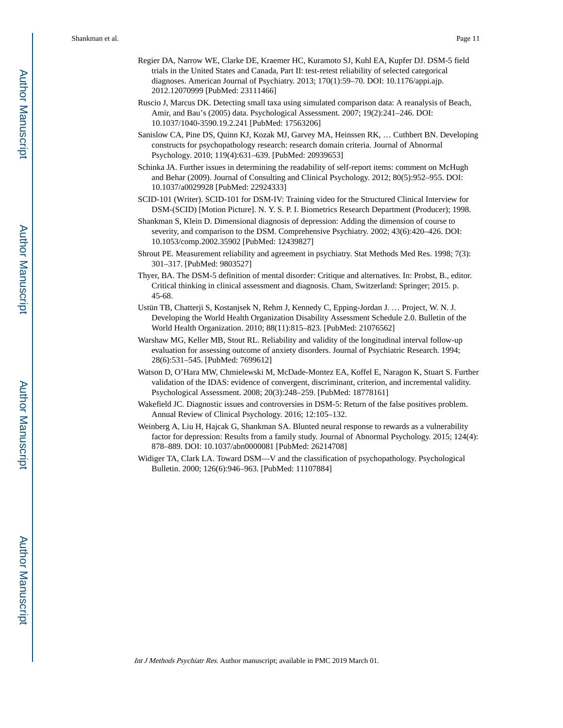Regier DA, Narrow WE, Clarke DE, Kraemer HC, Kuramoto SJ, Kuhl EA, Kupfer DJ. DSM-5 field trials in the United States and Canada, Part II: test-retest reliability of selected categorical diagnoses. American Journal of Psychiatry. 2013; 170(1):59–70. DOI: 10.1176/appi.ajp.2012.12070999 [PubMed: 23111466]

Ruscio J, Marcus DK. Detecting small taxa using simulated comparison data: A reanalysis of Beach, Amir, and Bau's (2005) data. Psychological Assessment. 2007; 19(2):241–246. DOI: 10.1037/1040-3590.19.2.241 [PubMed: 17563206]

Sanislow CA, Pine DS, Quinn KJ, Kozak MJ, Garvey MA, Heinssen RK, … Cuthbert BN. Developing constructs for psychopathology research: research domain criteria. Journal of Abnormal Psychology. 2010; 119(4):631–639. [PubMed: 20939653]

Schinka JA. Further issues in determining the readability of self-report items: comment on McHugh and Behar (2009). Journal of Consulting and Clinical Psychology. 2012; 80(5):952–955. DOI: 10.1037/a0029928 [PubMed: 22924333]

SCID-101 (Writer). SCID-101 for DSM-IV: Training video for the Structured Clinical Interview for DSM-(SCID) [Motion Picture]. N. Y. S. P. I. Biometrics Research Department (Producer); 1998.

Shankman S, Klein D. Dimensional diagnosis of depression: Adding the dimension of course to severity, and comparison to the DSM. Comprehensive Psychiatry. 2002; 43(6):420–426. DOI: 10.1053/comp.2002.35902 [PubMed: 12439827]

Shrout PE. Measurement reliability and agreement in psychiatry. Stat Methods Med Res. 1998; 7(3): 301–317. [PubMed: 9803527]

Thyer, BA. The DSM-5 definition of mental disorder: Critique and alternatives. In: Probst, B., editor. Critical thinking in clinical assessment and diagnosis. Cham, Switzerland: Springer; 2015. p. 45-68.

Ustün TB, Chatterji S, Kostanjsek N, Rehm J, Kennedy C, Epping-Jordan J. … Project, W. N. J. Developing the World Health Organization Disability Assessment Schedule 2.0. Bulletin of the World Health Organization. 2010; 88(11):815–823. [PubMed: 21076562]

Warshaw MG, Keller MB, Stout RL. Reliability and validity of the longitudinal interval follow-up evaluation for assessing outcome of anxiety disorders. Journal of Psychiatric Research. 1994; 28(6):531–545. [PubMed: 7699612]

Watson D, O'Hara MW, Chmielewski M, McDade-Montez EA, Koffel E, Naragon K, Stuart S. Further validation of the IDAS: evidence of convergent, discriminant, criterion, and incremental validity. Psychological Assessment. 2008; 20(3):248–259. [PubMed: 18778161]

Wakefield JC. Diagnostic issues and controversies in DSM-5: Return of the false positives problem. Annual Review of Clinical Psychology. 2016; 12:105–132.

Weinberg A, Liu H, Hajcak G, Shankman SA. Blunted neural response to rewards as a vulnerability factor for depression: Results from a family study. Journal of Abnormal Psychology. 2015; 124(4): 878–889. DOI: 10.1037/abn0000081 [PubMed: 26214708]

Widiger TA, Clark LA. Toward DSM—V and the classification of psychopathology. Psychological Bulletin. 2000; 126(6):946–963. [PubMed: 11107884]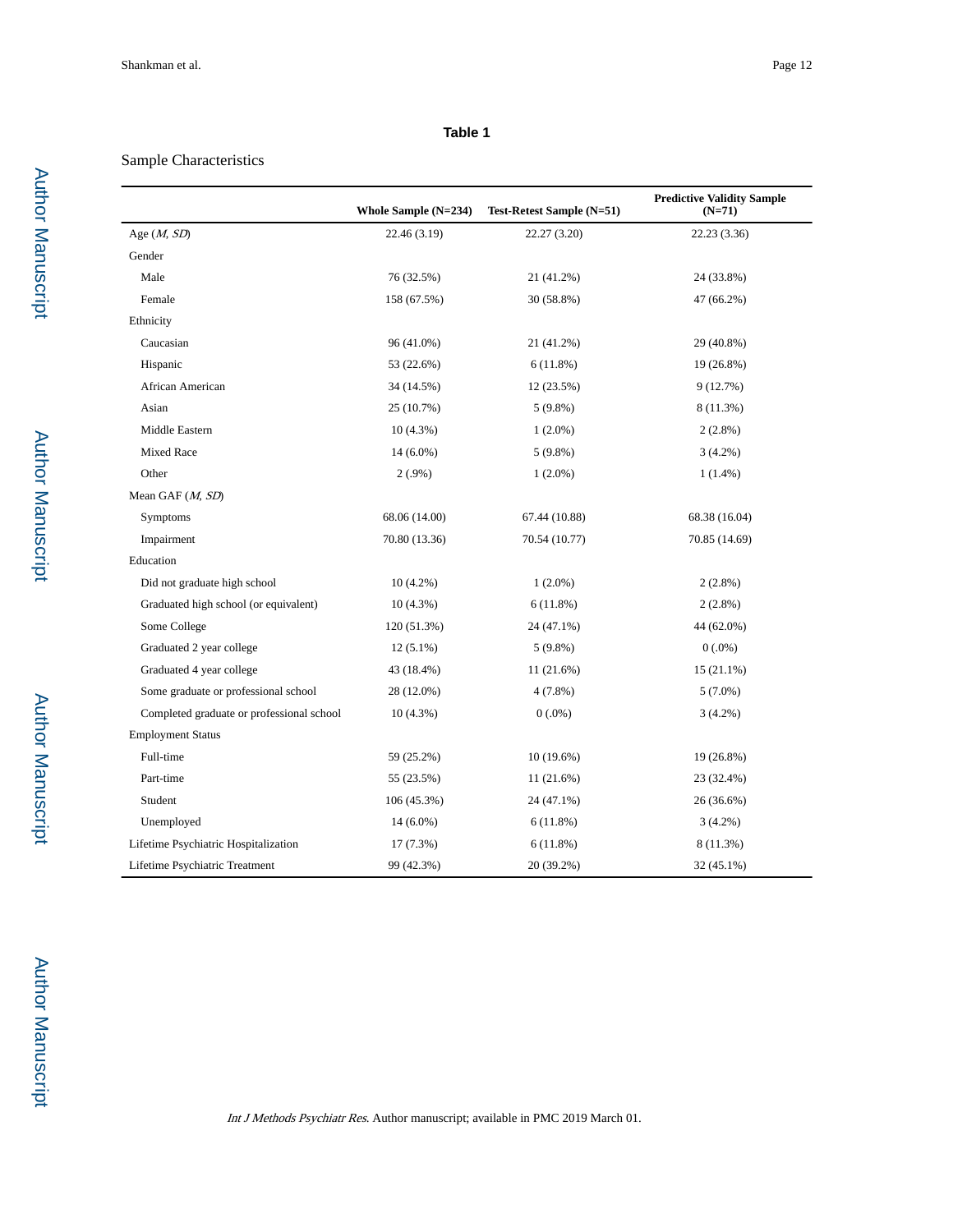**Table 1**

Sample Characteristics

| | Whole Sample (N=234) | Test-Retest Sample (N=51) | Predictive Validity Sample (N=71) |
|---|---|---|---|
| Age (*M, SD*) | 22.46 (3.19) | 22.27 (3.20) | 22.23 (3.36) |
| Gender | | | |
| Male | 76 (32.5%) | 21 (41.2%) | 24 (33.8%) |
| Female | 158 (67.5%) | 30 (58.8%) | 47 (66.2%) |
| Ethnicity | | | |
| Caucasian | 96 (41.0%) | 21 (41.2%) | 29 (40.8%) |
| Hispanic | 53 (22.6%) | 6 (11.8%) | 19 (26.8%) |
| African American | 34 (14.5%) | 12 (23.5%) | 9 (12.7%) |
| Asian | 25 (10.7%) | 5 (9.8%) | 8 (11.3%) |
| Middle Eastern | 10 (4.3%) | 1 (2.0%) | 2 (2.8%) |
| Mixed Race | 14 (6.0%) | 5 (9.8%) | 3 (4.2%) |
| Other | 2 (.9%) | 1 (2.0%) | 1 (1.4%) |
| Mean GAF (*M, SD*) | | | |
| Symptoms | 68.06 (14.00) | 67.44 (10.88) | 68.38 (16.04) |
| Impairment | 70.80 (13.36) | 70.54 (10.77) | 70.85 (14.69) |
| Education | | | |
| Did not graduate high school | 10 (4.2%) | 1 (2.0%) | 2 (2.8%) |
| Graduated high school (or equivalent) | 10 (4.3%) | 6 (11.8%) | 2 (2.8%) |
| Some College | 120 (51.3%) | 24 (47.1%) | 44 (62.0%) |
| Graduated 2 year college | 12 (5.1%) | 5 (9.8%) | 0 (.0%) |
| Graduated 4 year college | 43 (18.4%) | 11 (21.6%) | 15 (21.1%) |
| Some graduate or professional school | 28 (12.0%) | 4 (7.8%) | 5 (7.0%) |
| Completed graduate or professional school | 10 (4.3%) | 0 (.0%) | 3 (4.2%) |
| Employment Status | | | |
| Full-time | 59 (25.2%) | 10 (19.6%) | 19 (26.8%) |
| Part-time | 55 (23.5%) | 11 (21.6%) | 23 (32.4%) |
| Student | 106 (45.3%) | 24 (47.1%) | 26 (36.6%) |
| Unemployed | 14 (6.0%) | 6 (11.8%) | 3 (4.2%) |
| Lifetime Psychiatric Hospitalization | 17 (7.3%) | 6 (11.8%) | 8 (11.3%) |
| Lifetime Psychiatric Treatment | 99 (42.3%) | 20 (39.2%) | 32 (45.1%) |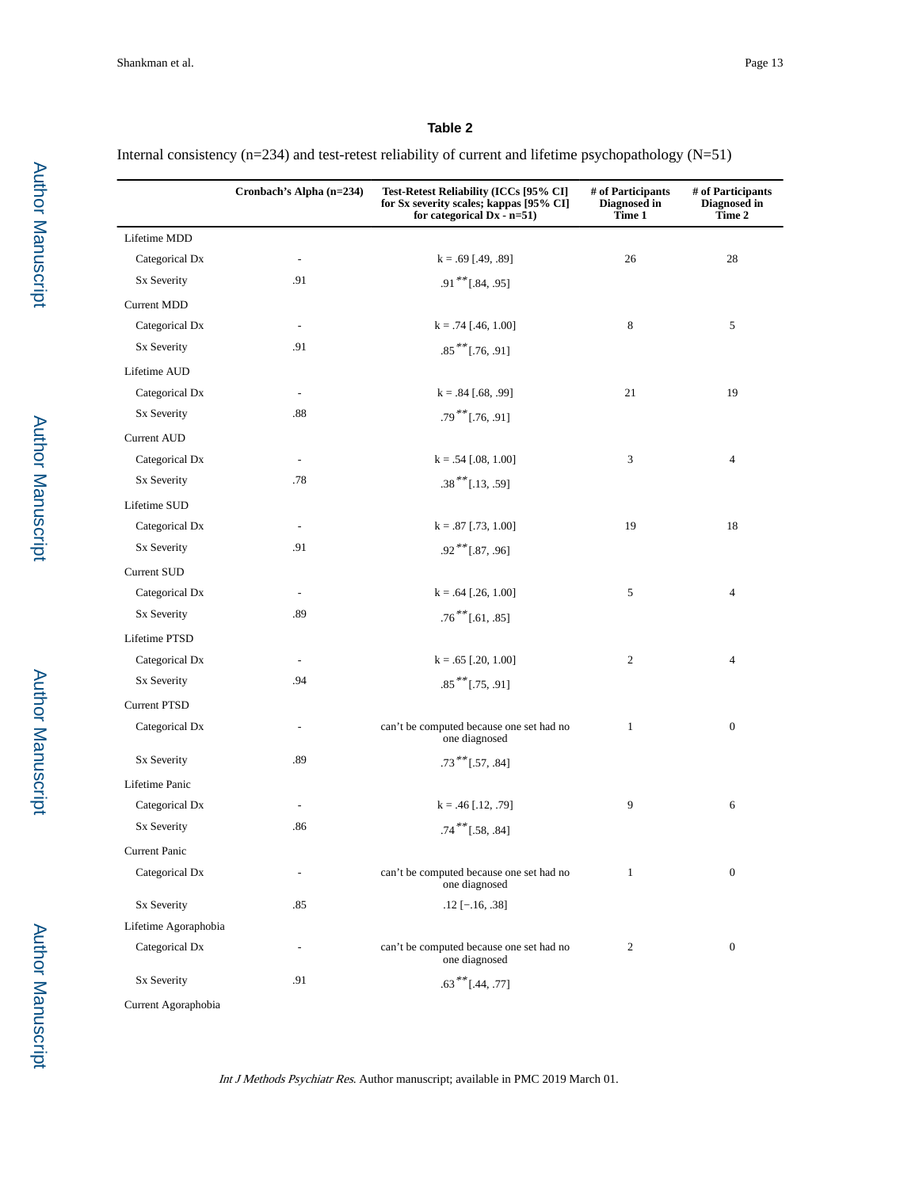**Table 2**

Internal consistency (n=234) and test-retest reliability of current and lifetime psychopathology (N=51)

| | Cronbach's Alpha (n=234) | Test-Retest Reliability (ICCs [95% CI] for Sx severity scales; kappas [95% CI] for categorical Dx - n=51) | # of Participants Diagnosed in Time 1 | # of Participants Diagnosed in Time 2 |
|---|---|---|---|---|
| Lifetime MDD | | | | |
| Categorical Dx | - | k = .69 [.49, .89] | 26 | 28 |
| Sx Severity | .91 | .91** [.84, .95] | | |
| Current MDD | | | | |
| Categorical Dx | - | k = .74 [.46, 1.00] | 8 | 5 |
| Sx Severity | .91 | .85** [.76, .91] | | |
| Lifetime AUD | | | | |
| Categorical Dx | - | k = .84 [.68, .99] | 21 | 19 |
| Sx Severity | .88 | .79** [.76, .91] | | |
| Current AUD | | | | |
| Categorical Dx | - | k = .54 [.08, 1.00] | 3 | 4 |
| Sx Severity | .78 | .38** [.13, .59] | | |
| Lifetime SUD | | | | |
| Categorical Dx | - | k = .87 [.73, 1.00] | 19 | 18 |
| Sx Severity | .91 | .92** [.87, .96] | | |
| Current SUD | | | | |
| Categorical Dx | - | k = .64 [.26, 1.00] | 5 | 4 |
| Sx Severity | .89 | .76** [.61, .85] | | |
| Lifetime PTSD | | | | |
| Categorical Dx | - | k = .65 [.20, 1.00] | 2 | 4 |
| Sx Severity | .94 | .85** [.75, .91] | | |
| Current PTSD | | | | |
| Categorical Dx | - | can't be computed because one set had no one diagnosed | 1 | 0 |
| Sx Severity | .89 | .73** [.57, .84] | | |
| Lifetime Panic | | | | |
| Categorical Dx | - | k = .46 [.12, .79] | 9 | 6 |
| Sx Severity | .86 | .74** [.58, .84] | | |
| Current Panic | | | | |
| Categorical Dx | - | can't be computed because one set had no one diagnosed | 1 | 0 |
| Sx Severity | .85 | .12 [−.16, .38] | | |
| Lifetime Agoraphobia | | | | |
| Categorical Dx | - | can't be computed because one set had no one diagnosed | 2 | 0 |
| Sx Severity | .91 | .63** [.44, .77] | | |
| Current Agoraphobia | | | | |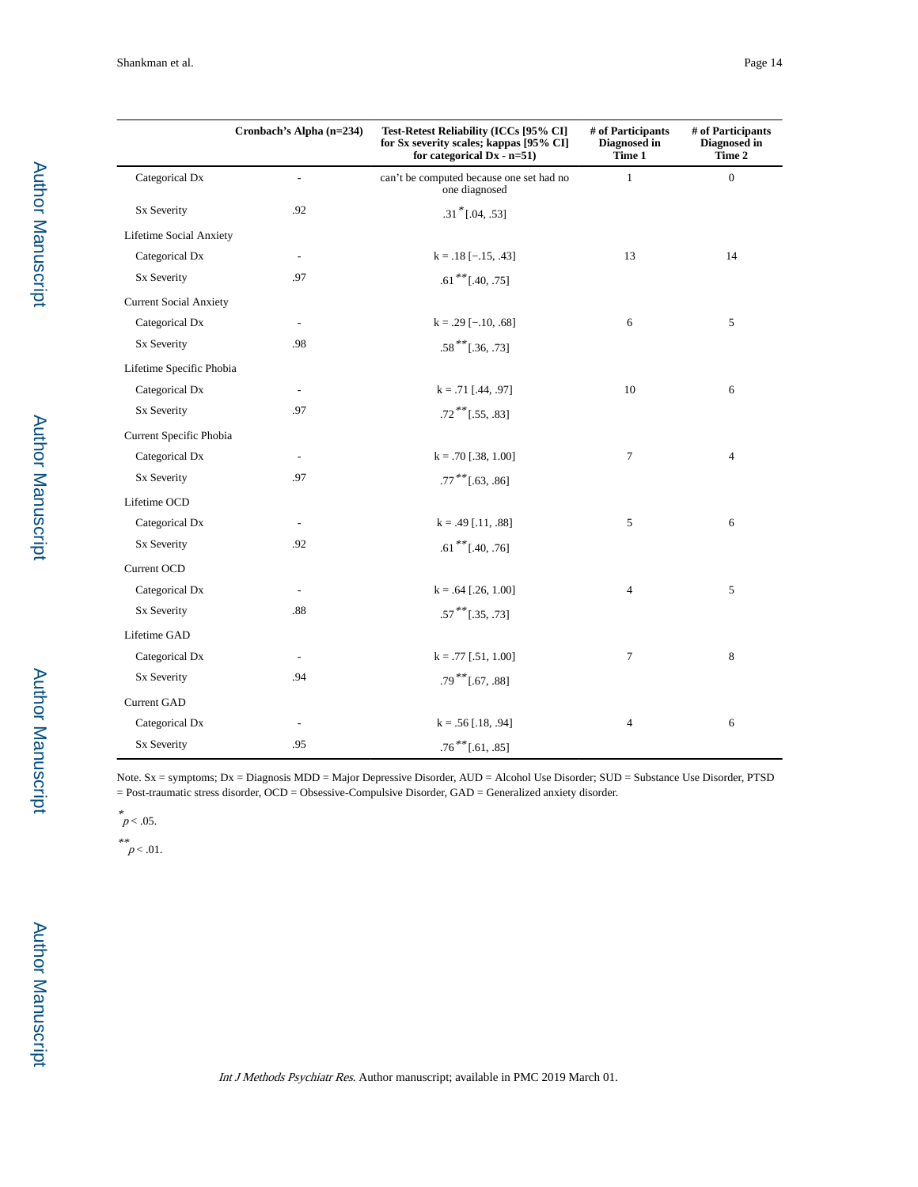| | Cronbach's Alpha (n=234) | Test-Retest Reliability (ICCs [95% CI] for Sx severity scales; kappas [95% CI] for categorical Dx - n=51) | # of Participants Diagnosed in Time 1 | # of Participants Diagnosed in Time 2 |
|---|---|---|---|---|
| Categorical Dx | - | can't be computed because one set had no one diagnosed | 1 | 0 |
| Sx Severity | .92 | .31* [.04, .53] | | |
| Lifetime Social Anxiety | | | | |
| Categorical Dx | - | k = .18 [−.15, .43] | 13 | 14 |
| Sx Severity | .97 | .61** [.40, .75] | | |
| Current Social Anxiety | | | | |
| Categorical Dx | - | k = .29 [−.10, .68] | 6 | 5 |
| Sx Severity | .98 | .58** [.36, .73] | | |
| Lifetime Specific Phobia | | | | |
| Categorical Dx | - | k = .71 [.44, .97] | 10 | 6 |
| Sx Severity | .97 | .72** [.55, .83] | | |
| Current Specific Phobia | | | | |
| Categorical Dx | - | k = .70 [.38, 1.00] | 7 | 4 |
| Sx Severity | .97 | .77** [.63, .86] | | |
| Lifetime OCD | | | | |
| Categorical Dx | - | k = .49 [.11, .88] | 5 | 6 |
| Sx Severity | .92 | .61** [.40, .76] | | |
| Current OCD | | | | |
| Categorical Dx | - | k = .64 [.26, 1.00] | 4 | 5 |
| Sx Severity | .88 | .57** [.35, .73] | | |
| Lifetime GAD | | | | |
| Categorical Dx | - | k = .77 [.51, 1.00] | 7 | 8 |
| Sx Severity | .94 | .79** [.67, .88] | | |
| Current GAD | | | | |
| Categorical Dx | - | k = .56 [.18, .94] | 4 | 6 |
| Sx Severity | .95 | .76** [.61, .85] | | |

Note. Sx = symptoms; Dx = Diagnosis MDD = Major Depressive Disorder, AUD = Alcohol Use Disorder; SUD = Substance Use Disorder, PTSD = Post-traumatic stress disorder, OCD = Obsessive-Compulsive Disorder, GAD = Generalized anxiety disorder.

\* $p < .05$.

\*\* $p < .01$.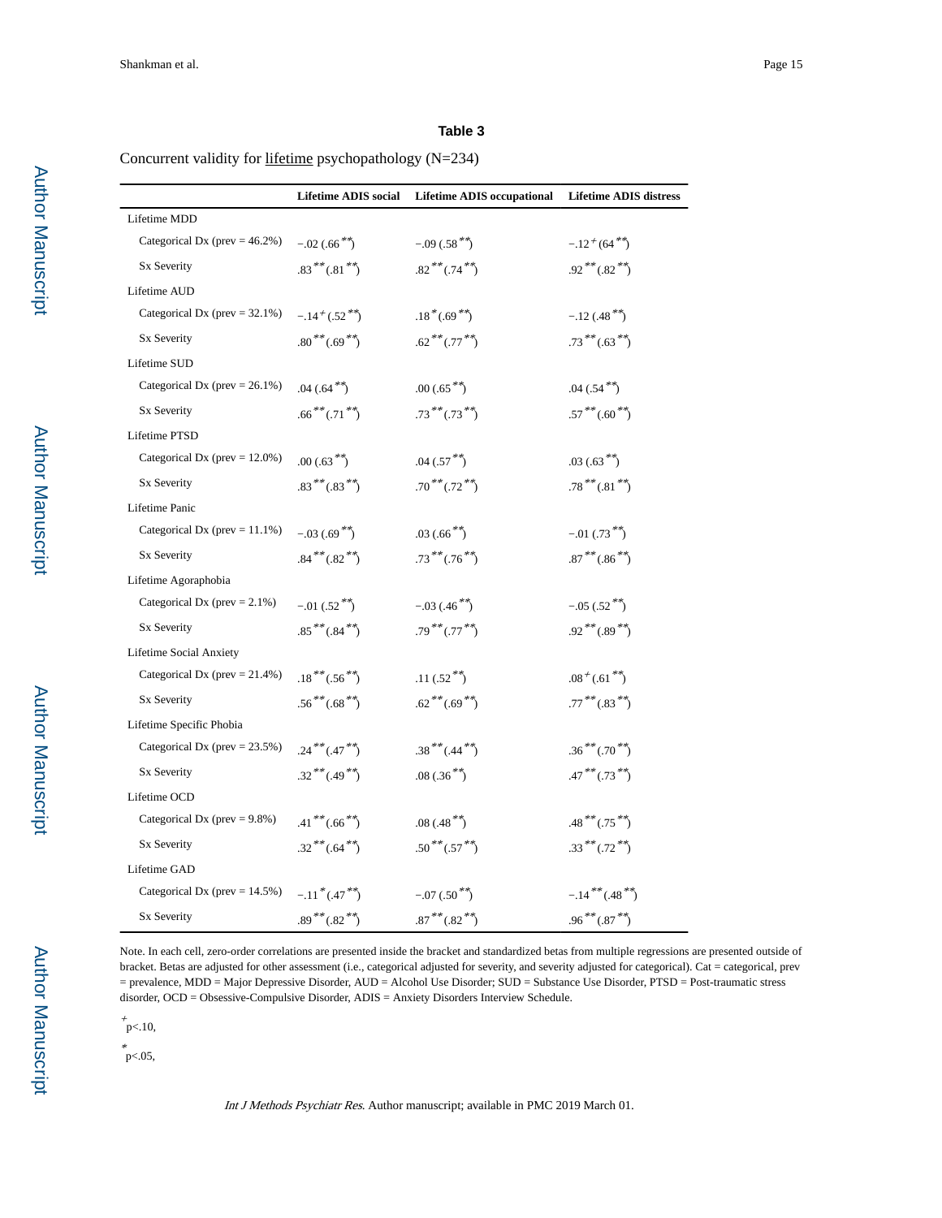**Table 3**

Concurrent validity for <u>lifetime</u> psychopathology (N=234)

| | Lifetime ADIS social | Lifetime ADIS occupational | Lifetime ADIS distress |
|---|---|---|---|
| Lifetime MDD | | | |
| Categorical Dx (prev = 46.2%) | −.02 (.66**) | −.09 (.58**) | −.12+ (64**) |
| Sx Severity | .83** (.81**) | .82** (.74**) | .92** (.82**) |
| Lifetime AUD | | | |
| Categorical Dx (prev = 32.1%) | −.14+ (.52**) | .18* (.69**) | −.12 (.48**) |
| Sx Severity | .80** (.69**) | .62** (.77**) | .73** (.63**) |
| Lifetime SUD | | | |
| Categorical Dx (prev = 26.1%) | .04 (.64**) | .00 (.65**) | .04 (.54**) |
| Sx Severity | .66** (.71**) | .73** (.73**) | .57** (.60**) |
| Lifetime PTSD | | | |
| Categorical Dx (prev = 12.0%) | .00 (.63**) | .04 (.57**) | .03 (.63**) |
| Sx Severity | .83** (.83**) | .70** (.72**) | .78** (.81**) |
| Lifetime Panic | | | |
| Categorical Dx (prev = 11.1%) | −.03 (.69**) | .03 (.66**) | −.01 (.73**) |
| Sx Severity | .84** (.82**) | .73** (.76**) | .87** (.86**) |
| Lifetime Agoraphobia | | | |
| Categorical Dx (prev = 2.1%) | −.01 (.52**) | −.03 (.46**) | −.05 (.52**) |
| Sx Severity | .85** (.84**) | .79** (.77**) | .92** (.89**) |
| Lifetime Social Anxiety | | | |
| Categorical Dx (prev = 21.4%) | .18** (.56**) | .11 (.52**) | .08+ (.61**) |
| Sx Severity | .56** (.68**) | .62** (.69**) | .77** (.83**) |
| Lifetime Specific Phobia | | | |
| Categorical Dx (prev = 23.5%) | .24** (.47**) | .38** (.44**) | .36** (.70**) |
| Sx Severity | .32** (.49**) | .08 (.36**) | .47** (.73**) |
| Lifetime OCD | | | |
| Categorical Dx (prev = 9.8%) | .41** (.66**) | .08 (.48**) | .48** (.75**) |
| Sx Severity | .32** (.64**) | .50** (.57**) | .33** (.72**) |
| Lifetime GAD | | | |
| Categorical Dx (prev = 14.5%) | −.11* (.47**) | −.07 (.50**) | −.14** (.48**) |
| Sx Severity | .89** (.82**) | .87** (.82**) | .96** (.87**) |

Note. In each cell, zero-order correlations are presented inside the bracket and standardized betas from multiple regressions are presented outside of bracket. Betas are adjusted for other assessment (i.e., categorical adjusted for severity, and severity adjusted for categorical). Cat = categorical, prev = prevalence, MDD = Major Depressive Disorder, AUD = Alcohol Use Disorder; SUD = Substance Use Disorder, PTSD = Post-traumatic stress disorder, OCD = Obsessive-Compulsive Disorder, ADIS = Anxiety Disorders Interview Schedule.

+ $p<.10$,

* $p<.05$,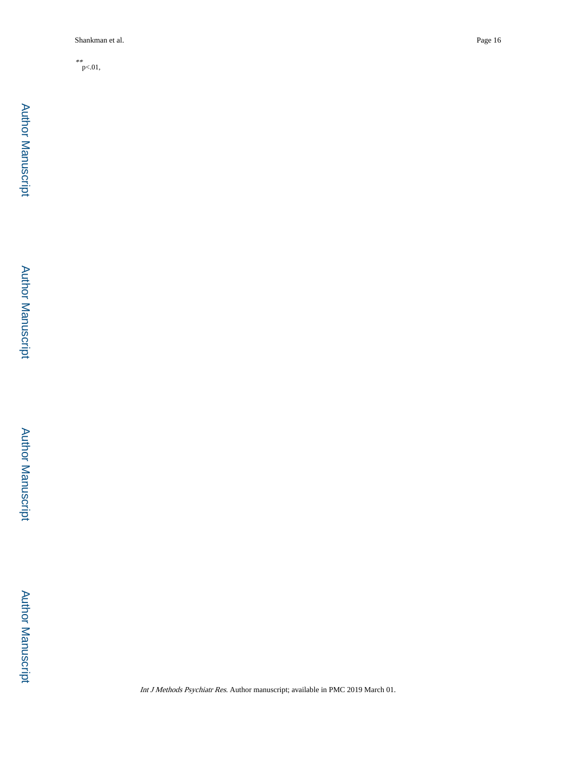** p<.01,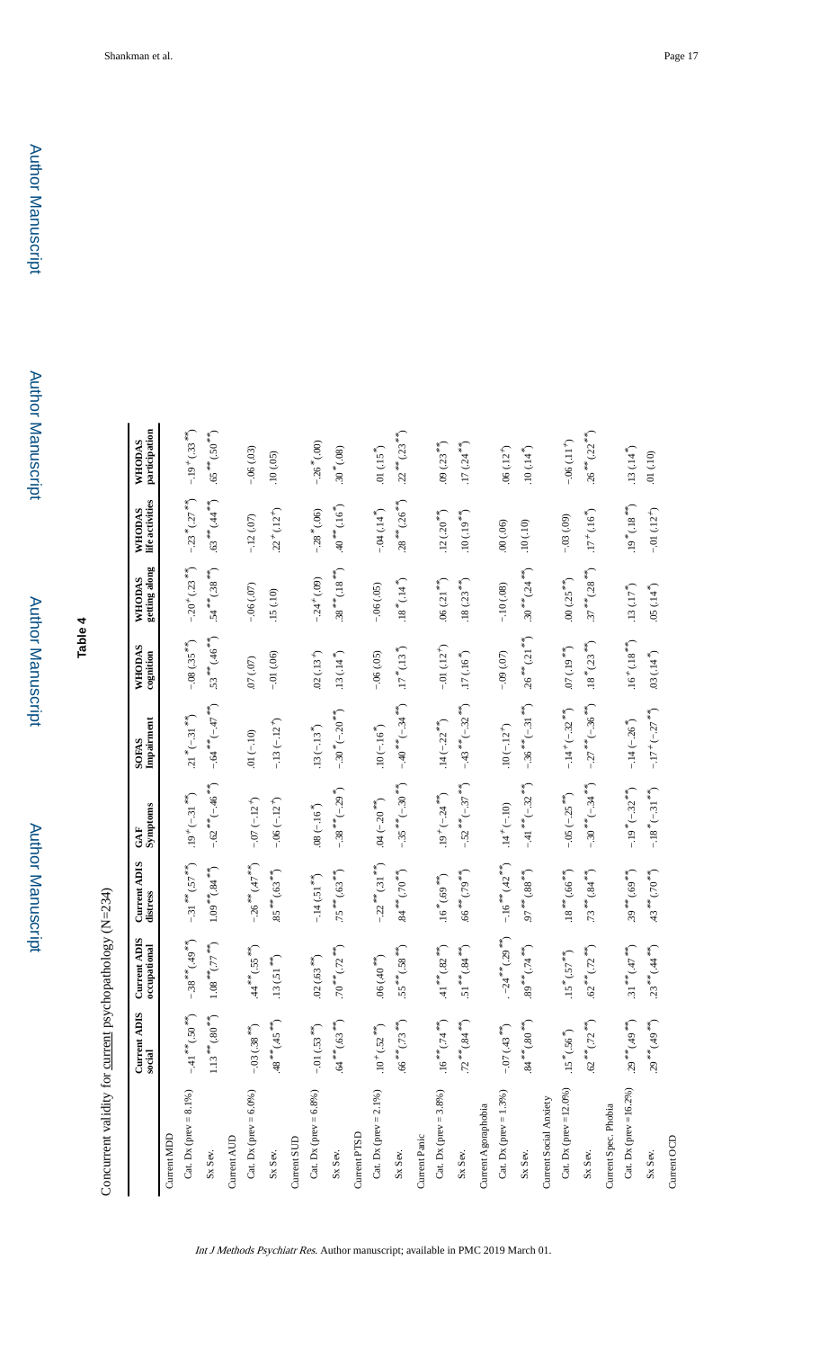**Table 4**

Concurrent validity for current psychopathology (N=234)

| | Current ADIS social | Current ADIS occupational | Current ADIS distress | GAF Symptoms | SOFAS Impairment | WHODAS cognition | WHODAS getting along | WHODAS life activities | WHODAS participation |
|---|---|---|---|---|---|---|---|---|---|
| Current MDD | | | | | | | | | |
| Cat. Dx (prev = 8.1%) | .41**(.50**) | .38**(.49**) | .31**(.57**) | .19+(-.31**) | .21*(-.31**) | -.08(.35**) | -.20*(.23**) | -.23*(.27**) | -.19+(.33**) |
| Sx Sev. | 1.13**(.80**) | 1.08**(.77**) | 1.09**(.84**) | -.62**(-.46**) | -.64**(-.47**) | .53**(.46**) | .54**(.38**) | .63**(.44**) | .65**(.50**) |
| Current AUD | | | | | | | | | |
| Cat. Dx (prev = 6.0%) | -.03(.38**) | .44**(.55**) | -.26**(.47**) | -.07(-.12+) | .01(-.10) | .07(.07) | -.06(.07) | -.12(.07) | -.06(.03) |
| Sx Sev. | .48**(.45**) | .13(.51**) | .85**(.63**) | -.06(-.12+) | -.13(-.12+) | -.01(.06) | .15(.10) | .22+(.12+) | .10(.05) |
| Current SUD | | | | | | | | | |
| Cat. Dx (prev = 6.8%) | -.01(.53**) | .02(.63**) | -.14(.51**) | .08(-.16*) | .13(-.13*) | .02(.13+) | -.24+(.09) | -.28*(.06) | -.26*(.00) |
| Sx Sev. | .64**(.63**) | .70**(.72**) | .75**(.63**) | -.38**(-.29*) | -.30*(-.20**) | .13(.14*) | .38**(.18**) | .40**(.16*) | .30*(.08) |
| Current PTSD | | | | | | | | | |
| Cat. Dx (prev = 2.1%) | .10+(.52**) | .06(.40**) | -.22**(.31**) | .04(-.20**) | .10(-.16*) | -.06(.05) | -.06(.05) | -.04(.14*) | .01(.15*) |
| Sx Sev. | .66**(.73**) | .55**(.58**) | .84**(.70**) | -.35**(-.30**) | -.40**(-.34**) | .17*(.13*) | .18*(.14*) | .28**(.26**) | .22**(.23**) |
| Current Panic | | | | | | | | | |
| Cat. Dx (prev = 3.8%) | .16**(.74**) | .41**(.82**) | .16*(.69**) | .19+(-.24**) | .14(-.22**) | -.01(.12+) | .06(.21**) | .12(.20**) | .09(.23**) |
| Sx Sev. | .72**(.84**) | .51**(.84**) | .66**(.79**) | -.52**(-.37**) | -.43**(-.32**) | .17(.16*) | .18(.23**) | .10(.19**) | .17(.24**) |
| Current Agoraphobia | | | | | | | | | |
| Cat. Dx (prev = 1.3%) | -.07(.43**) | -.24**(.29**) | -.16**(.42**) | .14+(-.10) | .10(-.12+) | -.09(.07) | -.10(.08) | .00(.06) | .06(.12+) |
| Sx Sev. | .84**(.80**) | .89**(.74**) | .97**(.88**) | -.41**(-.32**) | -.36**(-.31**) | .26**(.21**) | .30**(.24**) | .10(.10) | .10(.14*) |
| Current Social Anxiety | | | | | | | | | |
| Cat. Dx (prev = 12.0%) | .15*(.56*) | .15*(.57**) | .18**(.66**) | -.05(-.25**) | -.14+(-.32**) | .07(.19**) | .00(.25**) | -.03(.09) | -.06(.11+) |
| Sx Sev. | .62**(.72**) | .62**(.72**) | .73**(.84**) | -.30**(-.34**) | -.27**(-.36**) | .18*(.23**) | .37**(.28**) | .17+(.16*) | .26**(.22**) |
| Current Spec. Phobia | | | | | | | | | |
| Cat. Dx (prev = 16.2%) | .29**(.49**) | .31**(.47**) | .39**(.69**) | -.19*(-.32**) | -.14(-.26*) | .16+(.18**) | .13(.17*) | .19*(.18**) | .13(.14*) |
| Sx Sev. | .29**(.49**) | .23**(.44**) | .43**(.70**) | -.18*(-.31**) | -.17+(-.27**) | .03(.14*) | .05(.14*) | -.01(.12+) | .01(.10) |
| Current OCD | | | | | | | | | |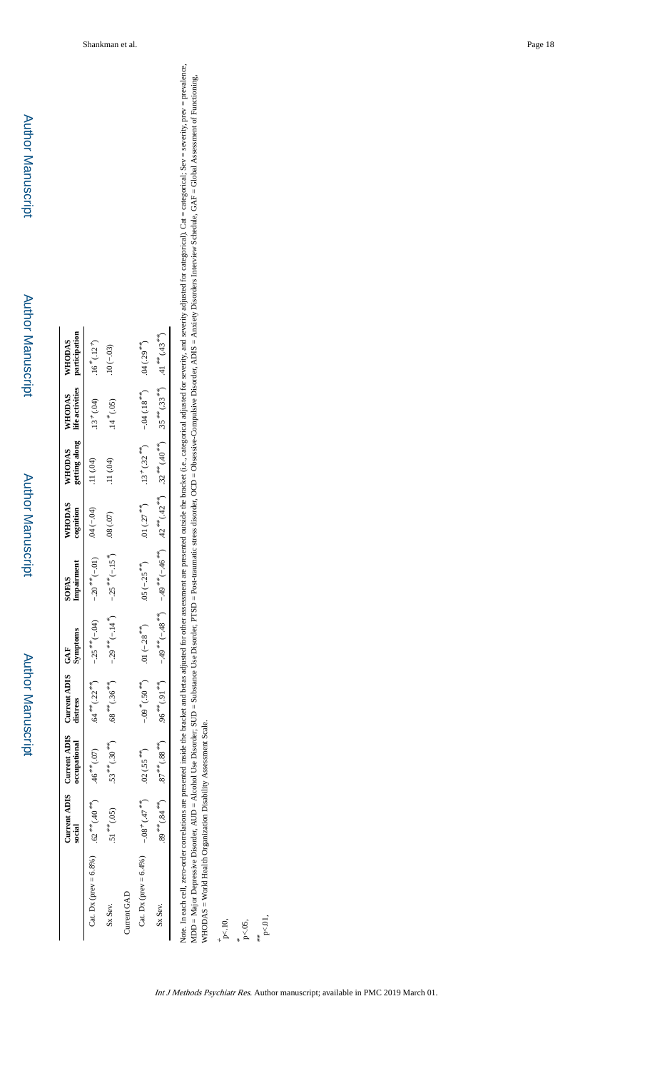|  | Current ADIS social | Current ADIS occupational | Current ADIS distress | GAF Symptoms | SOFAS Impairment | WHODAS cognition | WHODAS getting along | WHODAS life activities | WHODAS participation |
|---|---|---|---|---|---|---|---|---|---|
| Cat. Dx (prev = 6.8%) | .62** (.40**) | .46** (.07) | .64** (.22**) | −.25** (−.04) | −.20** (−.01) | .04 (−.04) | .11 (.04) | .13+ (.04) | .16* (.12+) |
| Sx Sev. | .51** (.05) | .53** (.30**) | .68** (.36**) | −.29** (−.14*) | −.25** (−.15*) | .08 (.07) | .11 (.04) | .14* (.05) | .10 (−.03) |
| Current GAD |  |  |  |  |  |  |  |  |  |
| Cat. Dx (prev = 6.4%) | −.08+ (.47**) | .02 (.55**) | −.09* (.50**) | .01 (−.28**) | .05 (−.25**) | .01 (.27**) | .13+ (.32**) | −.04 (.18**) | .04 (.29**) |
| Sx Sev. | .89** (.84**) | .87** (.88**) | .96** (.91**) | −.49** (−.48**) | −.49** (−.46**) | .42** (.42**) | .32** (.40**) | .35** (.33**) | .41** (.43**) |

Note. In each cell, zero-order correlations are presented inside the bracket and betas adjusted for other assessment are presented outside the bracket (i.e., categorical adjusted for severity, and severity adjusted for categorical). Cat = categorical; Sev = severity, prev = prevalence, MDD = Major Depressive Disorder, AUD = Alcohol Use Disorder; SUD = Substance Use Disorder, PTSD = Post-traumatic stress disorder, OCD = Obsessive-Compulsive Disorder, ADIS = Anxiety Disorders Interview Schedule, GAF = Global Assessment of Functioning, WHODAS = World Health Organization Disability Assessment Scale.

+ p<.10,

\* p<.05,

\*\* p<.01,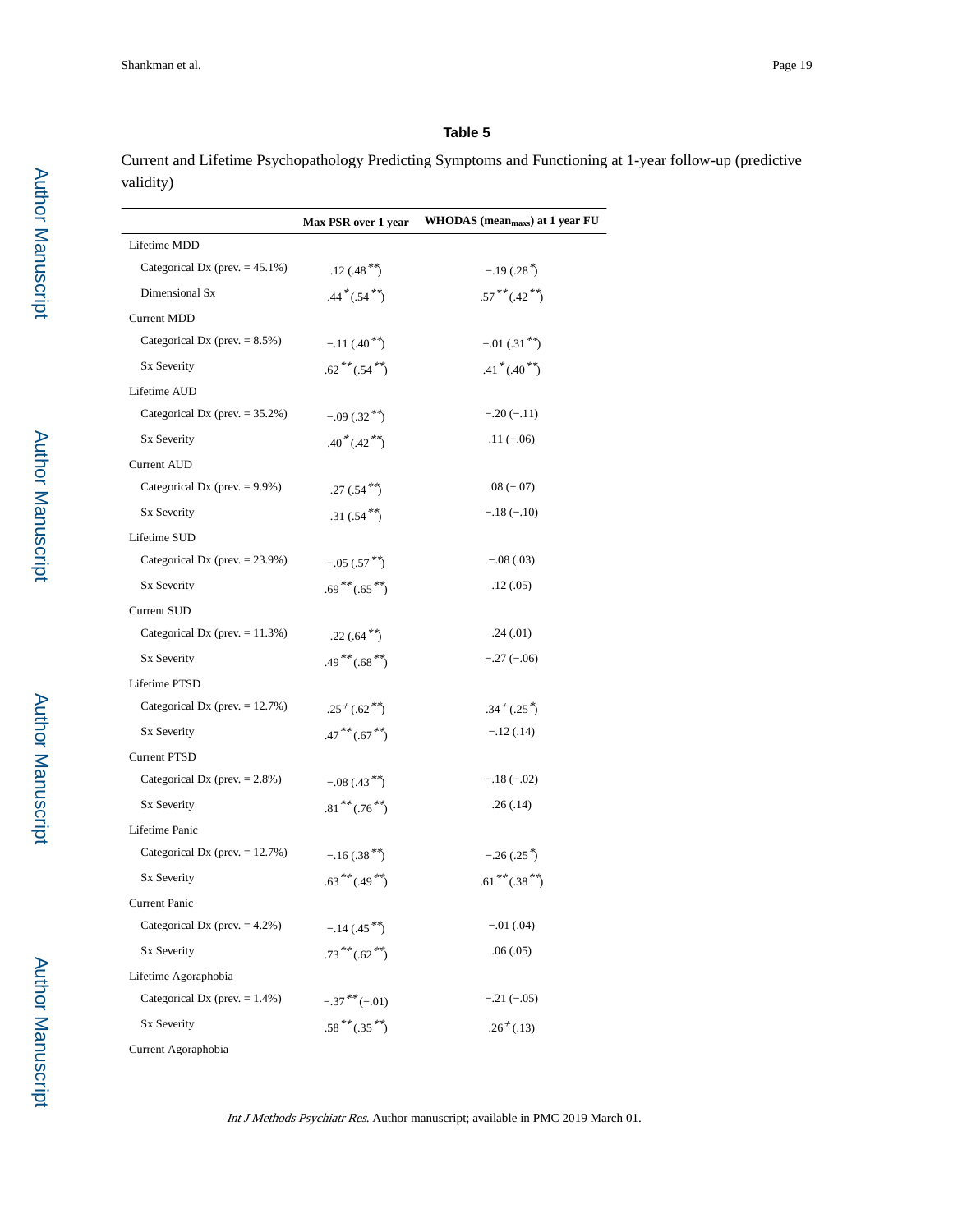## Table 5

Current and Lifetime Psychopathology Predicting Symptoms and Functioning at 1-year follow-up (predictive validity)

| | Max PSR over 1 year | WHODAS (mean$_{maxs}$) at 1 year FU |
|---|---|---|
| Lifetime MDD | | |
| Categorical Dx (prev. = 45.1%) | .12 (.48$^{**}$) | −.19 (.28$^{*}$) |
| Dimensional Sx | .44$^{*}$ (.54$^{**}$) | .57$^{**}$ (.42$^{**}$) |
| Current MDD | | |
| Categorical Dx (prev. = 8.5%) | −.11 (.40$^{**}$) | −.01 (.31$^{**}$) |
| Sx Severity | .62$^{**}$ (.54$^{**}$) | .41$^{*}$ (.40$^{**}$) |
| Lifetime AUD | | |
| Categorical Dx (prev. = 35.2%) | −.09 (.32$^{**}$) | −.20 (−.11) |
| Sx Severity | .40$^{*}$ (.42$^{**}$) | .11 (−.06) |
| Current AUD | | |
| Categorical Dx (prev. = 9.9%) | .27 (.54$^{**}$) | .08 (−.07) |
| Sx Severity | .31 (.54$^{**}$) | −.18 (−.10) |
| Lifetime SUD | | |
| Categorical Dx (prev. = 23.9%) | −.05 (.57$^{**}$) | −.08 (.03) |
| Sx Severity | .69$^{**}$ (.65$^{**}$) | .12 (.05) |
| Current SUD | | |
| Categorical Dx (prev. = 11.3%) | .22 (.64$^{**}$) | .24 (.01) |
| Sx Severity | .49$^{**}$ (.68$^{**}$) | −.27 (−.06) |
| Lifetime PTSD | | |
| Categorical Dx (prev. = 12.7%) | .25$^{+}$ (.62$^{**}$) | .34$^{+}$ (.25$^{*}$) |
| Sx Severity | .47$^{**}$ (.67$^{**}$) | −.12 (.14) |
| Current PTSD | | |
| Categorical Dx (prev. = 2.8%) | −.08 (.43$^{**}$) | −.18 (−.02) |
| Sx Severity | .81$^{**}$ (.76$^{**}$) | .26 (.14) |
| Lifetime Panic | | |
| Categorical Dx (prev. = 12.7%) | −.16 (.38$^{**}$) | −.26 (.25$^{*}$) |
| Sx Severity | .63$^{**}$ (.49$^{**}$) | .61$^{**}$ (.38$^{**}$) |
| Current Panic | | |
| Categorical Dx (prev. = 4.2%) | −.14 (.45$^{**}$) | −.01 (.04) |
| Sx Severity | .73$^{**}$ (.62$^{**}$) | .06 (.05) |
| Lifetime Agoraphobia | | |
| Categorical Dx (prev. = 1.4%) | −.37$^{**}$ (−.01) | −.21 (−.05) |
| Sx Severity | .58$^{**}$ (.35$^{**}$) | .26$^{+}$ (.13) |
| Current Agoraphobia | | |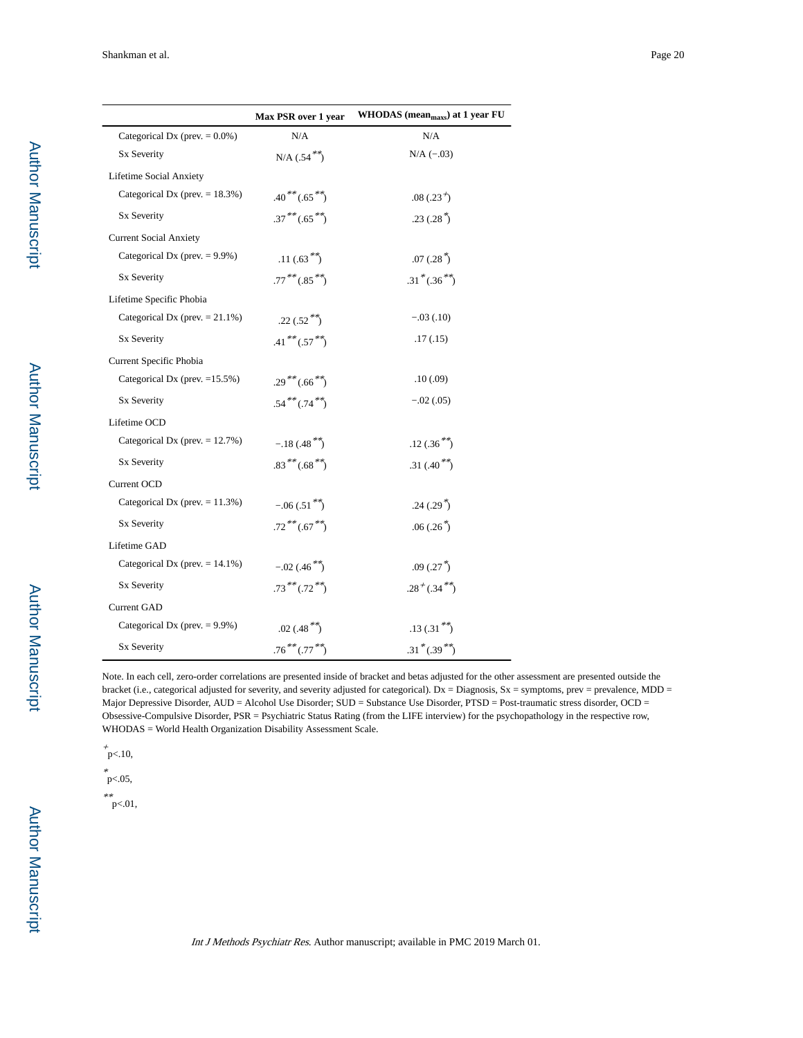| | Max PSR over 1 year | WHODAS ($mean_{maxs}$) at 1 year FU |
|---|---|---|
| Categorical Dx (prev. = 0.0%) | N/A | N/A |
| Sx Severity | N/A (.54**) | N/A (−.03) |
| Lifetime Social Anxiety | | |
| Categorical Dx (prev. = 18.3%) | .40** (.65**) | .08 (.23+) |
| Sx Severity | .37** (.65**) | .23 (.28*) |
| Current Social Anxiety | | |
| Categorical Dx (prev. = 9.9%) | .11 (.63**) | .07 (.28*) |
| Sx Severity | .77** (.85**) | .31* (.36**) |
| Lifetime Specific Phobia | | |
| Categorical Dx (prev. = 21.1%) | .22 (.52**) | −.03 (.10) |
| Sx Severity | .41** (.57**) | .17 (.15) |
| Current Specific Phobia | | |
| Categorical Dx (prev. =15.5%) | .29** (.66**) | .10 (.09) |
| Sx Severity | .54** (.74**) | −.02 (.05) |
| Lifetime OCD | | |
| Categorical Dx (prev. = 12.7%) | −.18 (.48**) | .12 (.36**) |
| Sx Severity | .83** (.68**) | .31 (.40**) |
| Current OCD | | |
| Categorical Dx (prev. = 11.3%) | −.06 (.51**) | .24 (.29*) |
| Sx Severity | .72** (.67**) | .06 (.26*) |
| Lifetime GAD | | |
| Categorical Dx (prev. = 14.1%) | −.02 (.46**) | .09 (.27*) |
| Sx Severity | .73** (.72**) | .28+ (.34**) |
| Current GAD | | |
| Categorical Dx (prev. = 9.9%) | .02 (.48**) | .13 (.31**) |
| Sx Severity | .76** (.77**) | .31* (.39**) |

Note. In each cell, zero-order correlations are presented inside of bracket and betas adjusted for the other assessment are presented outside the bracket (i.e., categorical adjusted for severity, and severity adjusted for categorical). Dx = Diagnosis, Sx = symptoms, prev = prevalence, MDD = Major Depressive Disorder, AUD = Alcohol Use Disorder; SUD = Substance Use Disorder, PTSD = Post-traumatic stress disorder, OCD = Obsessive-Compulsive Disorder, PSR = Psychiatric Status Rating (from the LIFE interview) for the psychopathology in the respective row, WHODAS = World Health Organization Disability Assessment Scale.

+ p<.10,

* p<.05,

** p<.01,